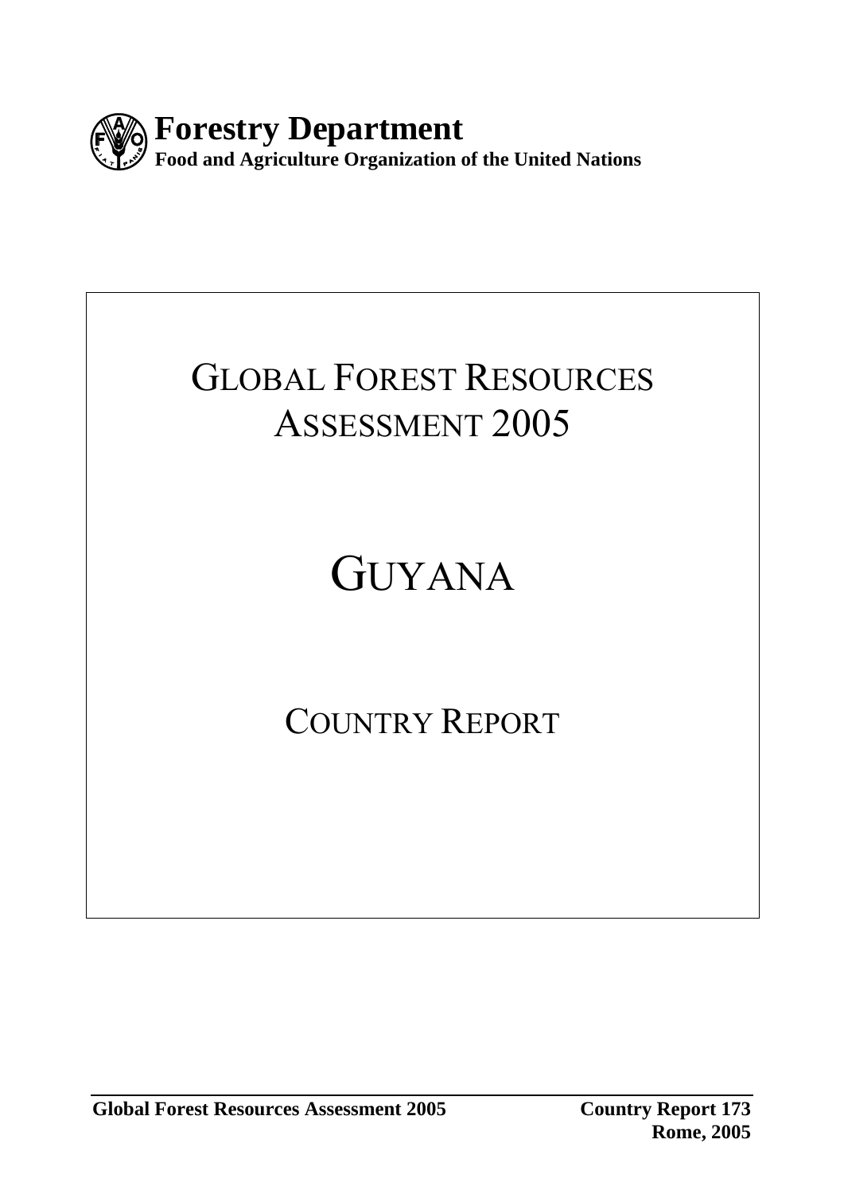**Forestry Department**
**Food and Agriculture Organization of the United Nations**

# GLOBAL FOREST RESOURCES ASSESSMENT 2005

# GUYANA

## COUNTRY REPORT

**Global Forest Resources Assessment 2005** **Country Report 173**
**Rome, 2005**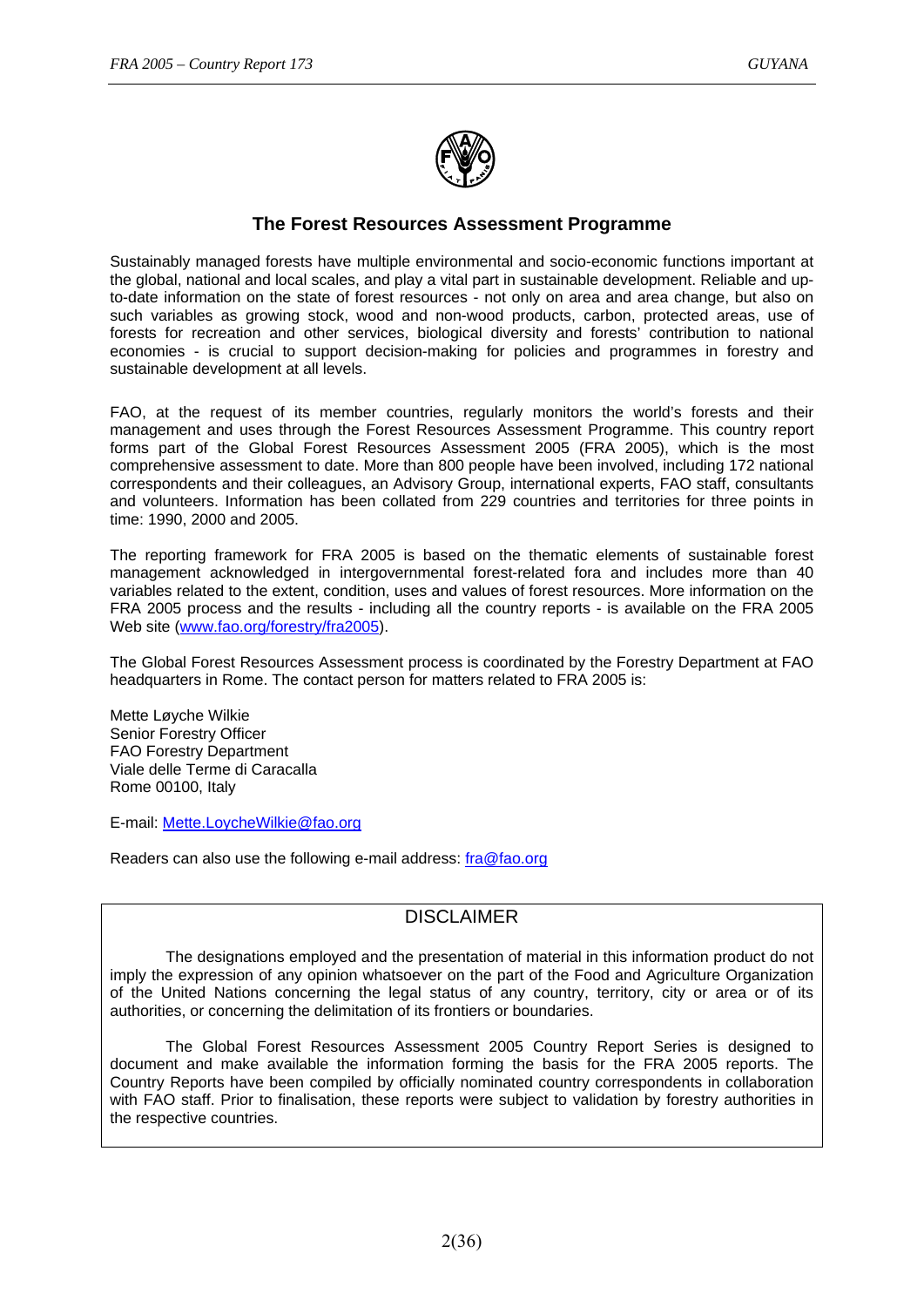## The Forest Resources Assessment Programme

Sustainably managed forests have multiple environmental and socio-economic functions important at the global, national and local scales, and play a vital part in sustainable development. Reliable and up-to-date information on the state of forest resources - not only on area and area change, but also on such variables as growing stock, wood and non-wood products, carbon, protected areas, use of forests for recreation and other services, biological diversity and forests' contribution to national economies - is crucial to support decision-making for policies and programmes in forestry and sustainable development at all levels.

FAO, at the request of its member countries, regularly monitors the world's forests and their management and uses through the Forest Resources Assessment Programme. This country report forms part of the Global Forest Resources Assessment 2005 (FRA 2005), which is the most comprehensive assessment to date. More than 800 people have been involved, including 172 national correspondents and their colleagues, an Advisory Group, international experts, FAO staff, consultants and volunteers. Information has been collated from 229 countries and territories for three points in time: 1990, 2000 and 2005.

The reporting framework for FRA 2005 is based on the thematic elements of sustainable forest management acknowledged in intergovernmental forest-related fora and includes more than 40 variables related to the extent, condition, uses and values of forest resources. More information on the FRA 2005 process and the results - including all the country reports - is available on the FRA 2005 Web site (www.fao.org/forestry/fra2005).

The Global Forest Resources Assessment process is coordinated by the Forestry Department at FAO headquarters in Rome. The contact person for matters related to FRA 2005 is:

Mette Løyche Wilkie  
Senior Forestry Officer  
FAO Forestry Department  
Viale delle Terme di Caracalla  
Rome 00100, Italy

E-mail: Mette.LoycheWilkie@fao.org

Readers can also use the following e-mail address: fra@fao.org

### DISCLAIMER

The designations employed and the presentation of material in this information product do not imply the expression of any opinion whatsoever on the part of the Food and Agriculture Organization of the United Nations concerning the legal status of any country, territory, city or area or of its authorities, or concerning the delimitation of its frontiers or boundaries.

The Global Forest Resources Assessment 2005 Country Report Series is designed to document and make available the information forming the basis for the FRA 2005 reports. The Country Reports have been compiled by officially nominated country correspondents in collaboration with FAO staff. Prior to finalisation, these reports were subject to validation by forestry authorities in the respective countries.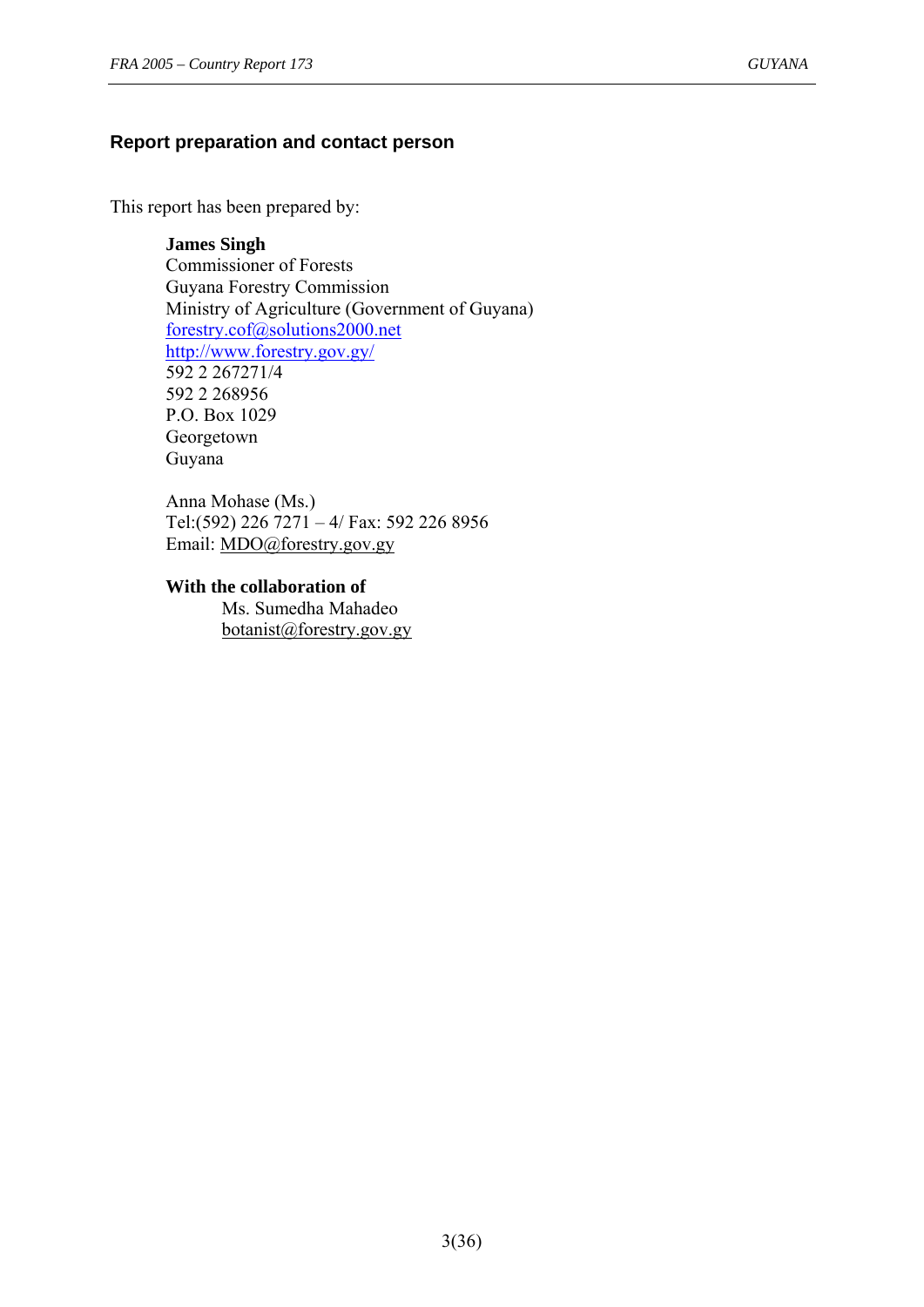## Report preparation and contact person

This report has been prepared by:

**James Singh**
Commissioner of Forests
Guyana Forestry Commission
Ministry of Agriculture (Government of Guyana)
forestry.cof@solutions2000.net
http://www.forestry.gov.gy/
592 2 267271/4
592 2 268956
P.O. Box 1029
Georgetown
Guyana

Anna Mohase (Ms.)
Tel:(592) 226 7271 – 4/ Fax: 592 226 8956
Email: MDO@forestry.gov.gy

**With the collaboration of**

Ms. Sumedha Mahadeo
botanist@forestry.gov.gy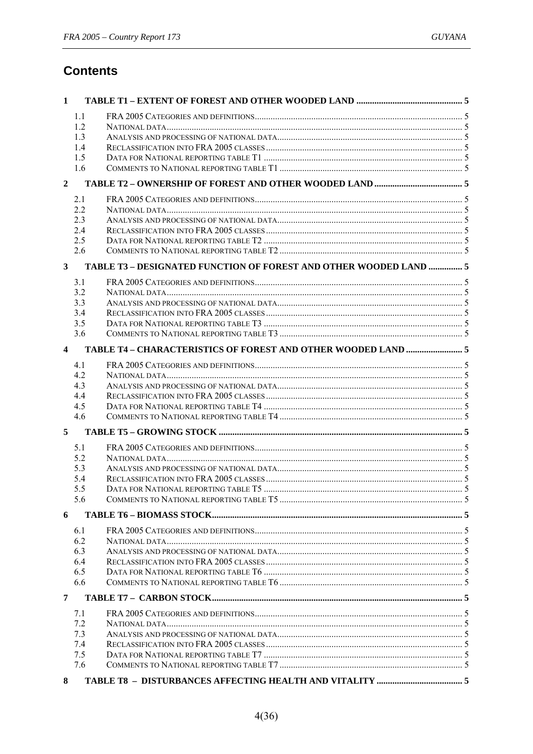# Contents

**1 TABLE T1 – EXTENT OF FOREST AND OTHER WOODED LAND .............................................. 5**

- 1.1 FRA 2005 CATEGORIES AND DEFINITIONS ................................................................................... 5
- 1.2 NATIONAL DATA ................................................................................................................... 5
- 1.3 ANALYSIS AND PROCESSING OF NATIONAL DATA .................................................................... 5
- 1.4 RECLASSIFICATION INTO FRA 2005 CLASSES .......................................................................... 5
- 1.5 DATA FOR NATIONAL REPORTING TABLE T1 ........................................................................... 5
- 1.6 COMMENTS TO NATIONAL REPORTING TABLE T1 ..................................................................... 5

**2 TABLE T2 – OWNERSHIP OF FOREST AND OTHER WOODED LAND ....................................... 5**

- 2.1 FRA 2005 CATEGORIES AND DEFINITIONS ................................................................................... 5
- 2.2 NATIONAL DATA ................................................................................................................... 5
- 2.3 ANALYSIS AND PROCESSING OF NATIONAL DATA .................................................................... 5
- 2.4 RECLASSIFICATION INTO FRA 2005 CLASSES .......................................................................... 5
- 2.5 DATA FOR NATIONAL REPORTING TABLE T2 ........................................................................... 5
- 2.6 COMMENTS TO NATIONAL REPORTING TABLE T2 ..................................................................... 5

**3 TABLE T3 – DESIGNATED FUNCTION OF FOREST AND OTHER WOODED LAND ............... 5**

- 3.1 FRA 2005 CATEGORIES AND DEFINITIONS ................................................................................... 5
- 3.2 NATIONAL DATA ................................................................................................................... 5
- 3.3 ANALYSIS AND PROCESSING OF NATIONAL DATA .................................................................... 5
- 3.4 RECLASSIFICATION INTO FRA 2005 CLASSES .......................................................................... 5
- 3.5 DATA FOR NATIONAL REPORTING TABLE T3 ........................................................................... 5
- 3.6 COMMENTS TO NATIONAL REPORTING TABLE T3 ..................................................................... 5

**4 TABLE T4 – CHARACTERISTICS OF FOREST AND OTHER WOODED LAND ......................... 5**

- 4.1 FRA 2005 CATEGORIES AND DEFINITIONS ................................................................................... 5
- 4.2 NATIONAL DATA ................................................................................................................... 5
- 4.3 ANALYSIS AND PROCESSING OF NATIONAL DATA .................................................................... 5
- 4.4 RECLASSIFICATION INTO FRA 2005 CLASSES .......................................................................... 5
- 4.5 DATA FOR NATIONAL REPORTING TABLE T4 ........................................................................... 5
- 4.6 COMMENTS TO NATIONAL REPORTING TABLE T4 ..................................................................... 5

**5 TABLE T5 – GROWING STOCK ........................................................................................................ 5**

- 5.1 FRA 2005 CATEGORIES AND DEFINITIONS ................................................................................... 5
- 5.2 NATIONAL DATA ................................................................................................................... 5
- 5.3 ANALYSIS AND PROCESSING OF NATIONAL DATA .................................................................... 5
- 5.4 RECLASSIFICATION INTO FRA 2005 CLASSES .......................................................................... 5
- 5.5 DATA FOR NATIONAL REPORTING TABLE T5 ........................................................................... 5
- 5.6 COMMENTS TO NATIONAL REPORTING TABLE T5 ..................................................................... 5

**6 TABLE T6 – BIOMASS STOCK ........................................................................................................... 5**

- 6.1 FRA 2005 CATEGORIES AND DEFINITIONS ................................................................................... 5
- 6.2 NATIONAL DATA ................................................................................................................... 5
- 6.3 ANALYSIS AND PROCESSING OF NATIONAL DATA .................................................................... 5
- 6.4 RECLASSIFICATION INTO FRA 2005 CLASSES .......................................................................... 5
- 6.5 DATA FOR NATIONAL REPORTING TABLE T6 ........................................................................... 5
- 6.6 COMMENTS TO NATIONAL REPORTING TABLE T6 ..................................................................... 5

**7 TABLE T7 – CARBON STOCK ............................................................................................................ 5**

- 7.1 FRA 2005 CATEGORIES AND DEFINITIONS ................................................................................... 5
- 7.2 NATIONAL DATA ................................................................................................................... 5
- 7.3 ANALYSIS AND PROCESSING OF NATIONAL DATA .................................................................... 5
- 7.4 RECLASSIFICATION INTO FRA 2005 CLASSES .......................................................................... 5
- 7.5 DATA FOR NATIONAL REPORTING TABLE T7 ........................................................................... 5
- 7.6 COMMENTS TO NATIONAL REPORTING TABLE T7 ..................................................................... 5

**8 TABLE T8 – DISTURBANCES AFFECTING HEALTH AND VITALITY ...................................... 5**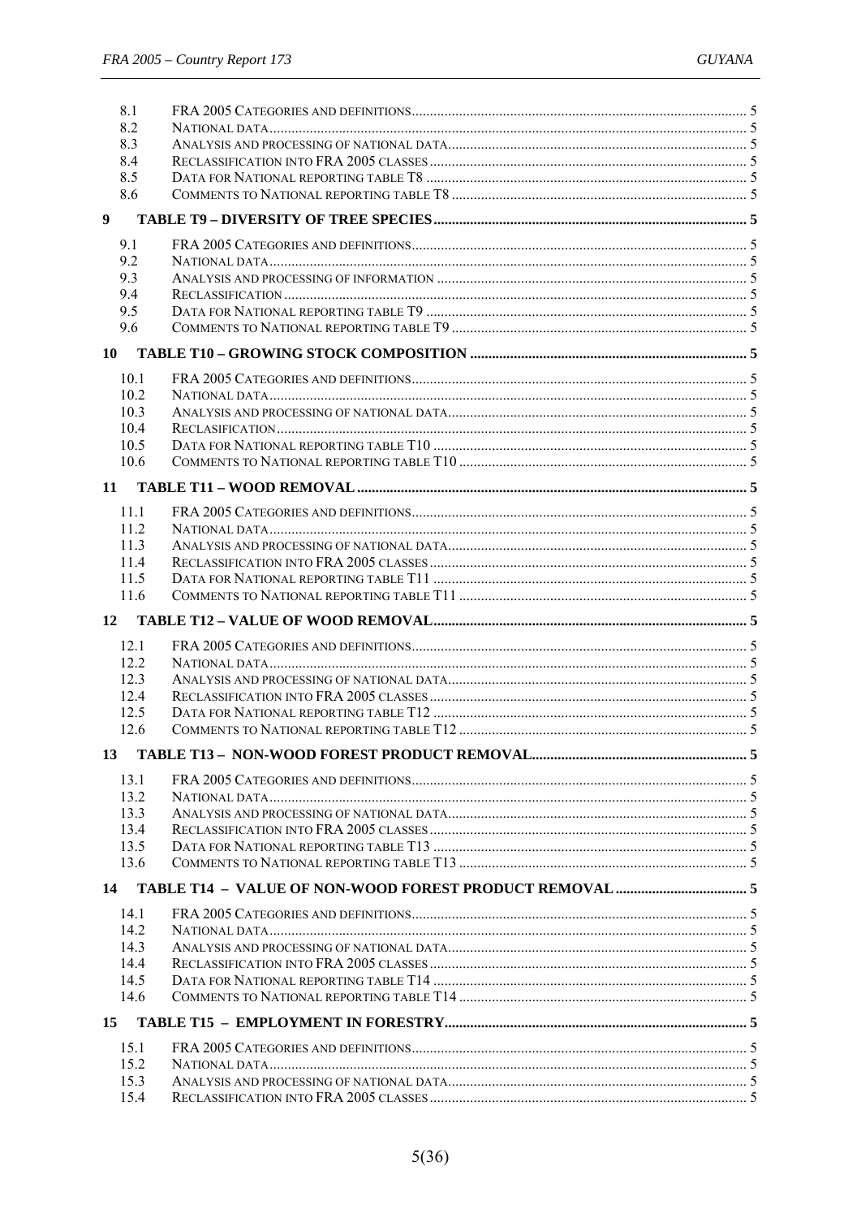8.1 FRA 2005 Categories and definitions ........ 5
8.2 National data ........ 5
8.3 Analysis and processing of national data ........ 5
8.4 Reclassification into FRA 2005 classes ........ 5
8.5 Data for National reporting table T8 ........ 5
8.6 Comments to National reporting table T8 ........ 5

**9 TABLE T9 – DIVERSITY OF TREE SPECIES ........ 5**

9.1 FRA 2005 Categories and definitions ........ 5
9.2 National data ........ 5
9.3 Analysis and processing of information ........ 5
9.4 Reclassification ........ 5
9.5 Data for National reporting table T9 ........ 5
9.6 Comments to National reporting table T9 ........ 5

**10 TABLE T10 – GROWING STOCK COMPOSITION ........ 5**

10.1 FRA 2005 Categories and definitions ........ 5
10.2 National data ........ 5
10.3 Analysis and processing of national data ........ 5
10.4 Reclasification ........ 5
10.5 Data for National reporting table T10 ........ 5
10.6 Comments to National reporting table T10 ........ 5

**11 TABLE T11 – WOOD REMOVAL ........ 5**

11.1 FRA 2005 Categories and definitions ........ 5
11.2 National data ........ 5
11.3 Analysis and processing of national data ........ 5
11.4 Reclassification into FRA 2005 classes ........ 5
11.5 Data for National reporting table T11 ........ 5
11.6 Comments to National reporting table T11 ........ 5

**12 TABLE T12 – VALUE OF WOOD REMOVAL ........ 5**

12.1 FRA 2005 Categories and definitions ........ 5
12.2 National data ........ 5
12.3 Analysis and processing of national data ........ 5
12.4 Reclassification into FRA 2005 classes ........ 5
12.5 Data for National reporting table T12 ........ 5
12.6 Comments to National reporting table T12 ........ 5

**13 TABLE T13 – NON-WOOD FOREST PRODUCT REMOVAL ........ 5**

13.1 FRA 2005 Categories and definitions ........ 5
13.2 National data ........ 5
13.3 Analysis and processing of national data ........ 5
13.4 Reclassification into FRA 2005 classes ........ 5
13.5 Data for National reporting table T13 ........ 5
13.6 Comments to National reporting table T13 ........ 5

**14 TABLE T14 – VALUE OF NON-WOOD FOREST PRODUCT REMOVAL ........ 5**

14.1 FRA 2005 Categories and definitions ........ 5
14.2 National data ........ 5
14.3 Analysis and processing of national data ........ 5
14.4 Reclassification into FRA 2005 classes ........ 5
14.5 Data for National reporting table T14 ........ 5
14.6 Comments to National reporting table T14 ........ 5

**15 TABLE T15 – EMPLOYMENT IN FORESTRY ........ 5**

15.1 FRA 2005 Categories and definitions ........ 5
15.2 National data ........ 5
15.3 Analysis and processing of national data ........ 5
15.4 Reclassification into FRA 2005 classes ........ 5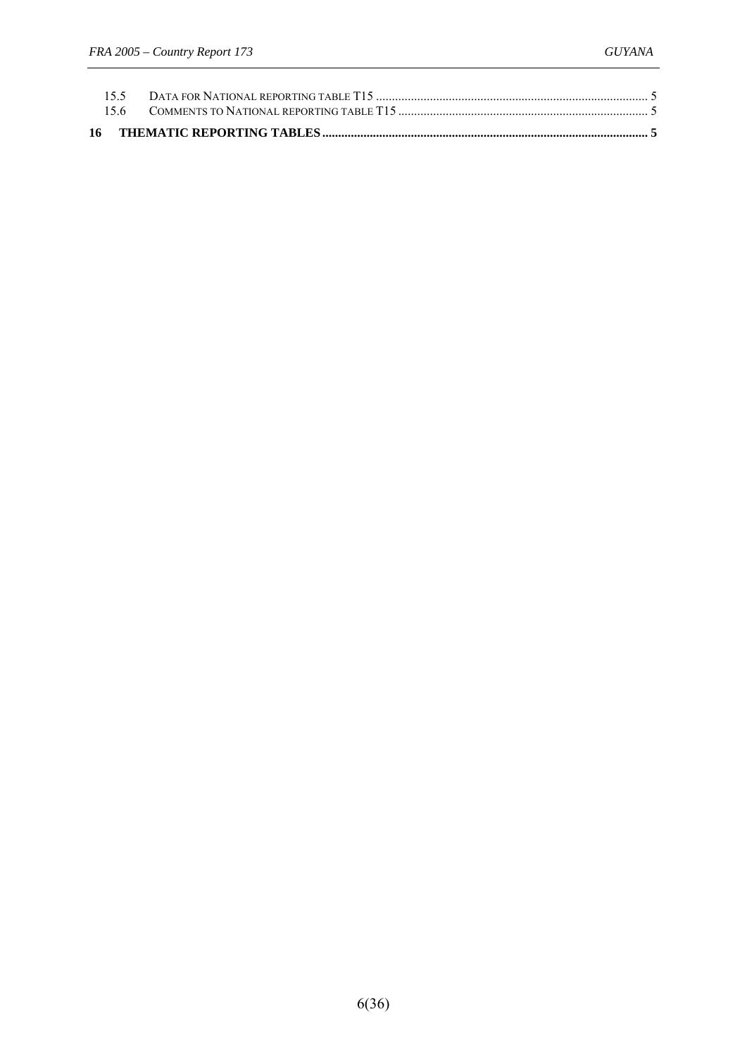15.5 DATA FOR NATIONAL REPORTING TABLE T15 ..................................................................................... 5
15.6 COMMENTS TO NATIONAL REPORTING TABLE T15 .............................................................................. 5

**16 THEMATIC REPORTING TABLES ..................................................................................................... 5**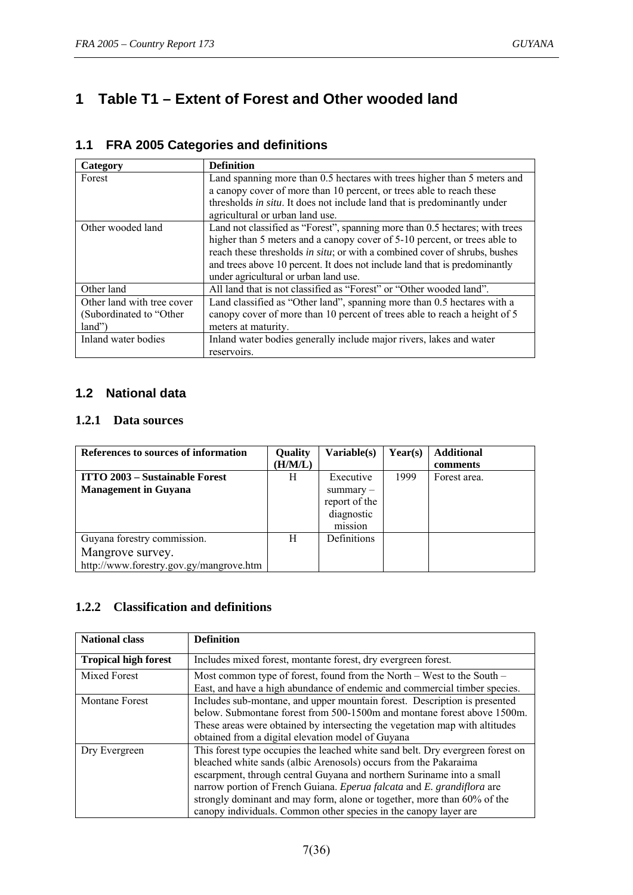# 1 Table T1 – Extent of Forest and Other wooded land

## 1.1 FRA 2005 Categories and definitions

| Category | Definition |
|---|---|
| Forest | Land spanning more than 0.5 hectares with trees higher than 5 meters and a canopy cover of more than 10 percent, or trees able to reach these thresholds *in situ*. It does not include land that is predominantly under agricultural or urban land use. |
| Other wooded land | Land not classified as "Forest", spanning more than 0.5 hectares; with trees higher than 5 meters and a canopy cover of 5-10 percent, or trees able to reach these thresholds *in situ*; or with a combined cover of shrubs, bushes and trees above 10 percent. It does not include land that is predominantly under agricultural or urban land use. |
| Other land | All land that is not classified as "Forest" or "Other wooded land". |
| Other land with tree cover (Subordinated to "Other land") | Land classified as "Other land", spanning more than 0.5 hectares with a canopy cover of more than 10 percent of trees able to reach a height of 5 meters at maturity. |
| Inland water bodies | Inland water bodies generally include major rivers, lakes and water reservoirs. |

## 1.2 National data

### 1.2.1 Data sources

| References to sources of information | Quality (H/M/L) | Variable(s) | Year(s) | Additional comments |
|---|---|---|---|---|
| **ITTO 2003 – Sustainable Forest Management in Guyana** | H | Executive summary – report of the diagnostic mission | 1999 | Forest area. |
| Guyana forestry commission. Mangrove survey. http://www.forestry.gov.gy/mangrove.htm | H | Definitions | | |

### 1.2.2 Classification and definitions

| National class | Definition |
|---|---|
| **Tropical high forest** | Includes mixed forest, montante forest, dry evergreen forest. |
| Mixed Forest | Most common type of forest, found from the North – West to the South – East, and have a high abundance of endemic and commercial timber species. |
| Montane Forest | Includes sub-montane, and upper mountain forest. Description is presented below. Submontane forest from 500-1500m and montane forest above 1500m. These areas were obtained by intersecting the vegetation map with altitudes obtained from a digital elevation model of Guyana |
| Dry Evergreen | This forest type occupies the leached white sand belt. Dry evergreen forest on bleached white sands (albic Arenosols) occurs from the Pakaraima escarpment, through central Guyana and northern Suriname into a small narrow portion of French Guiana. *Eperua falcata* and *E. grandiflora* are strongly dominant and may form, alone or together, more than 60% of the canopy individuals. Common other species in the canopy layer are |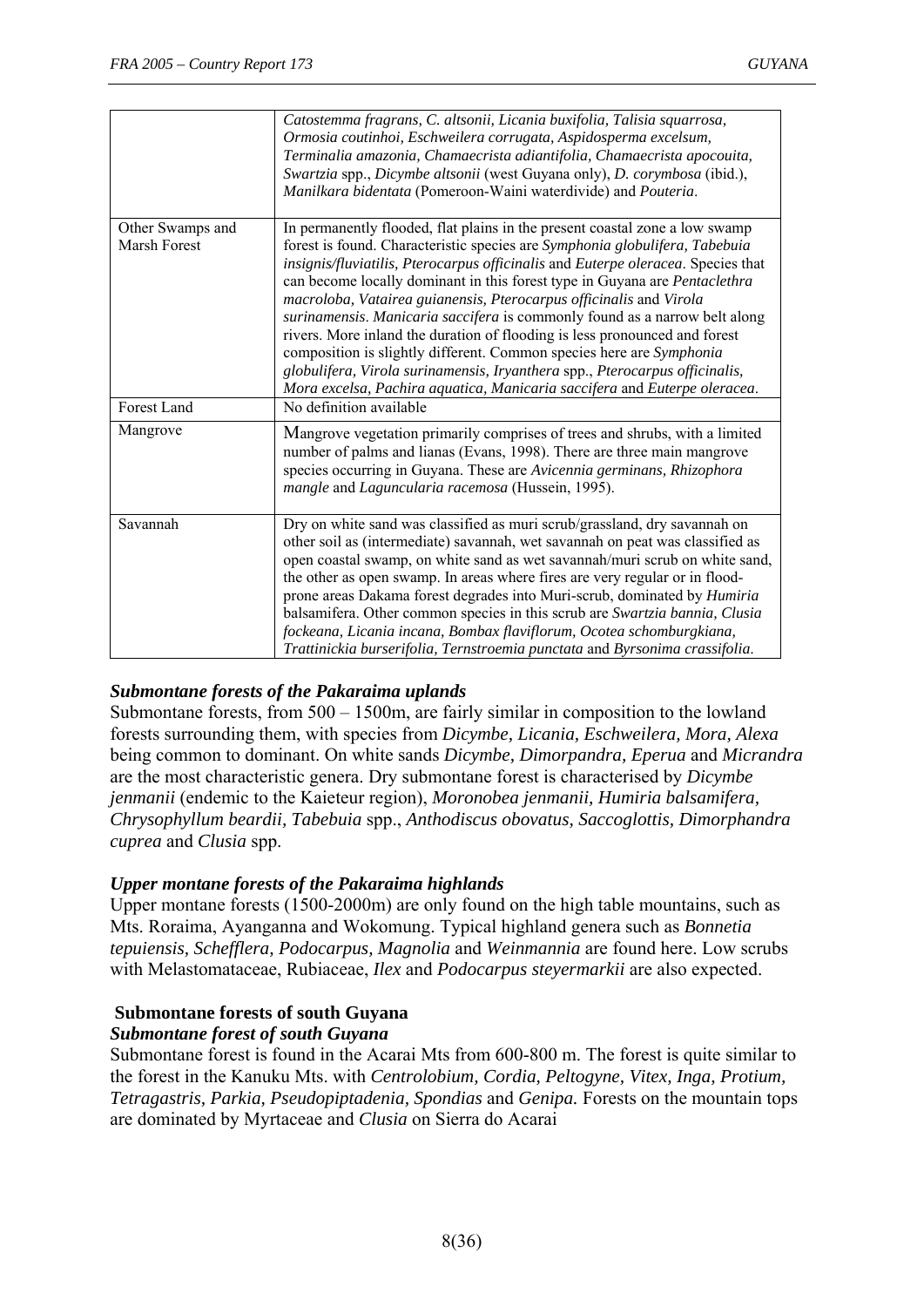| | |
|---|---|
| | *Catostemma fragrans, C. altsonii, Licania buxifolia, Talisia squarrosa, Ormosia coutinhoi, Eschweilera corrugata, Aspidosperma excelsum, Terminalia amazonia, Chamaecrista adiantifolia, Chamaecrista apocouita, Swartzia* spp., *Dicymbe altsonii* (west Guyana only), *D. corymbosa* (ibid.), *Manilkara bidentata* (Pomeroon-Waini waterdivide) and *Pouteria*. |
| Other Swamps and Marsh Forest | In permanently flooded, flat plains in the present coastal zone a low swamp forest is found. Characteristic species are *Symphonia globulifera, Tabebuia insignis/fluviatilis, Pterocarpus officinalis* and *Euterpe oleracea*. Species that can become locally dominant in this forest type in Guyana are *Pentaclethra macroloba, Vatairea guianensis, Pterocarpus officinalis* and *Virola surinamensis*. *Manicaria saccifera* is commonly found as a narrow belt along rivers. More inland the duration of flooding is less pronounced and forest composition is slightly different. Common species here are *Symphonia globulifera, Virola surinamensis, Iryanthera* spp., *Pterocarpus officinalis, Mora excelsa, Pachira aquatica, Manicaria saccifera* and *Euterpe oleracea*. |
| Forest Land | No definition available |
| Mangrove | Mangrove vegetation primarily comprises of trees and shrubs, with a limited number of palms and lianas (Evans, 1998). There are three main mangrove species occurring in Guyana. These are *Avicennia germinans, Rhizophora mangle* and *Laguncularia racemosa* (Hussein, 1995). |
| Savannah | Dry on white sand was classified as muri scrub/grassland, dry savannah on other soil as (intermediate) savannah, wet savannah on peat was classified as open coastal swamp, on white sand as wet savannah/muri scrub on white sand, the other as open swamp. In areas where fires are very regular or in flood-prone areas Dakama forest degrades into Muri-scrub, dominated by *Humiria* balsamifera. Other common species in this scrub are *Swartzia bannia, Clusia fockeana, Licania incana, Bombax flaviflorum, Ocotea schomburgkiana, Trattinickia burserifolia, Ternstroemia punctata* and *Byrsonima crassifolia*. |

***Submontane forests of the Pakaraima uplands***

Submontane forests, from 500 – 1500m, are fairly similar in composition to the lowland forests surrounding them, with species from *Dicymbe, Licania, Eschweilera, Mora, Alexa* being common to dominant. On white sands *Dicymbe, Dimorpandra, Eperua* and *Micrandra* are the most characteristic genera. Dry submontane forest is characterised by *Dicymbe jenmanii* (endemic to the Kaieteur region), *Moronobea jenmanii, Humiria balsamifera, Chrysophyllum beardii, Tabebuia* spp., *Anthodiscus obovatus, Saccoglottis, Dimorphandra cuprea* and *Clusia* spp.

***Upper montane forests of the Pakaraima highlands***

Upper montane forests (1500-2000m) are only found on the high table mountains, such as Mts. Roraima, Ayanganna and Wokomung. Typical highland genera such as *Bonnetia tepuiensis, Schefflera, Podocarpus, Magnolia* and *Weinmannia* are found here. Low scrubs with Melastomataceae, Rubiaceae, *Ilex* and *Podocarpus steyermarkii* are also expected.

**Submontane forests of south Guyana**

***Submontane forest of south Guyana***

Submontane forest is found in the Acarai Mts from 600-800 m. The forest is quite similar to the forest in the Kanuku Mts. with *Centrolobium, Cordia, Peltogyne, Vitex, Inga, Protium, Tetragastris, Parkia, Pseudopiptadenia, Spondias* and *Genipa.* Forests on the mountain tops are dominated by Myrtaceae and *Clusia* on Sierra do Acarai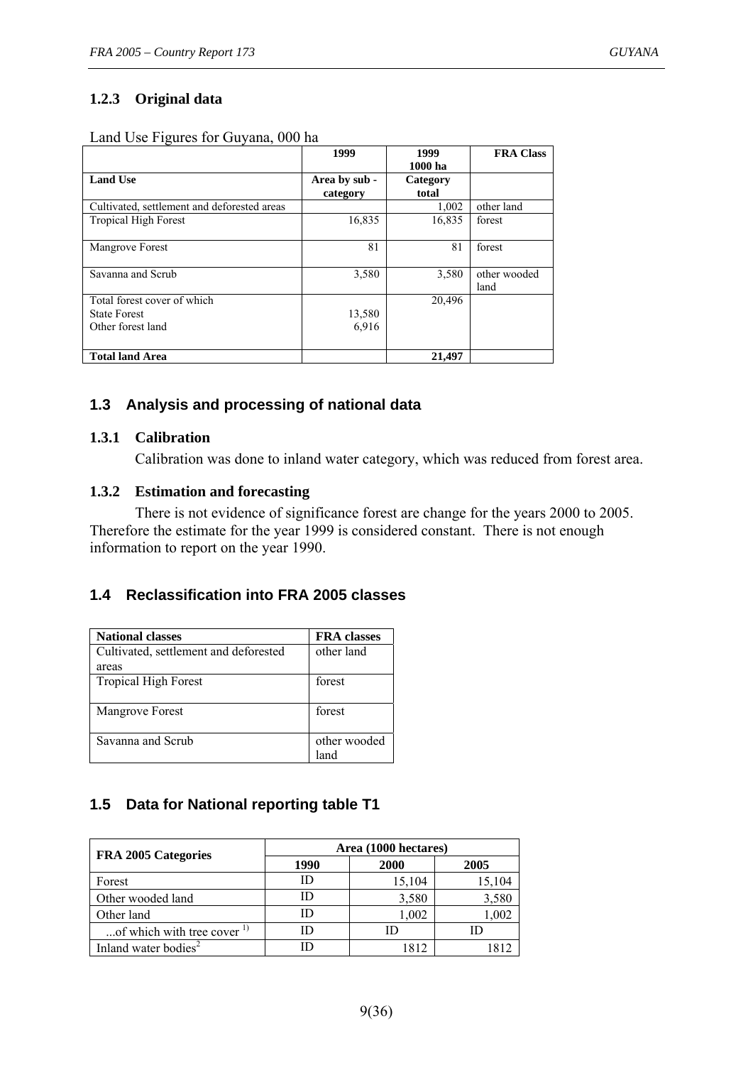### 1.2.3 Original data

Land Use Figures for Guyana, 000 ha

| | 1999 | 1999 1000 ha | FRA Class |
|---|---|---|---|
| **Land Use** | **Area by sub - category** | **Category total** | |
| Cultivated, settlement and deforested areas | | 1,002 | other land |
| Tropical High Forest | 16,835 | 16,835 | forest |
| Mangrove Forest | 81 | 81 | forest |
| Savanna and Scrub | 3,580 | 3,580 | other wooded land |
| Total forest cover of which | | 20,496 | |
| State Forest | 13,580 | | |
| Other forest land | 6,916 | | |
| **Total land Area** | | **21,497** | |

## 1.3 Analysis and processing of national data

### 1.3.1 Calibration

Calibration was done to inland water category, which was reduced from forest area.

### 1.3.2 Estimation and forecasting

There is not evidence of significance forest are change for the years 2000 to 2005. Therefore the estimate for the year 1999 is considered constant. There is not enough information to report on the year 1990.

## 1.4 Reclassification into FRA 2005 classes

| National classes | FRA classes |
|---|---|
| Cultivated, settlement and deforested areas | other land |
| Tropical High Forest | forest |
| Mangrove Forest | forest |
| Savanna and Scrub | other wooded land |

## 1.5 Data for National reporting table T1

| FRA 2005 Categories | Area (1000 hectares) | | |
|---|---|---|---|
| | 1990 | 2000 | 2005 |
| Forest | ID | 15,104 | 15,104 |
| Other wooded land | ID | 3,580 | 3,580 |
| Other land | ID | 1,002 | 1,002 |
| ...of which with tree cover [1)] | ID | ID | ID |
| Inland water bodies[2] | ID | 1812 | 1812 |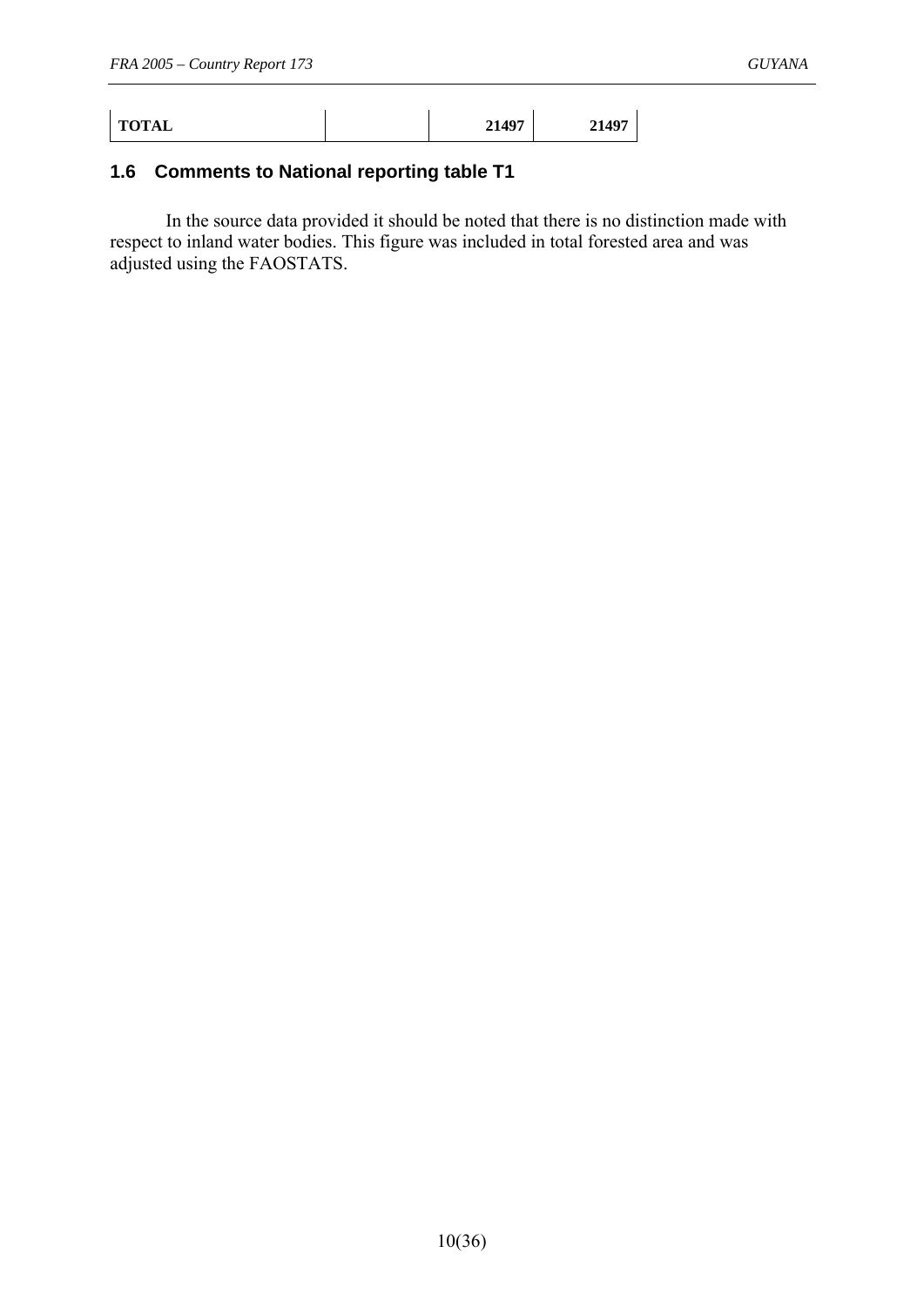| **TOTAL** | | **21497** | **21497** |
|---|---|---|---|

## 1.6 Comments to National reporting table T1

In the source data provided it should be noted that there is no distinction made with respect to inland water bodies. This figure was included in total forested area and was adjusted using the FAOSTATS.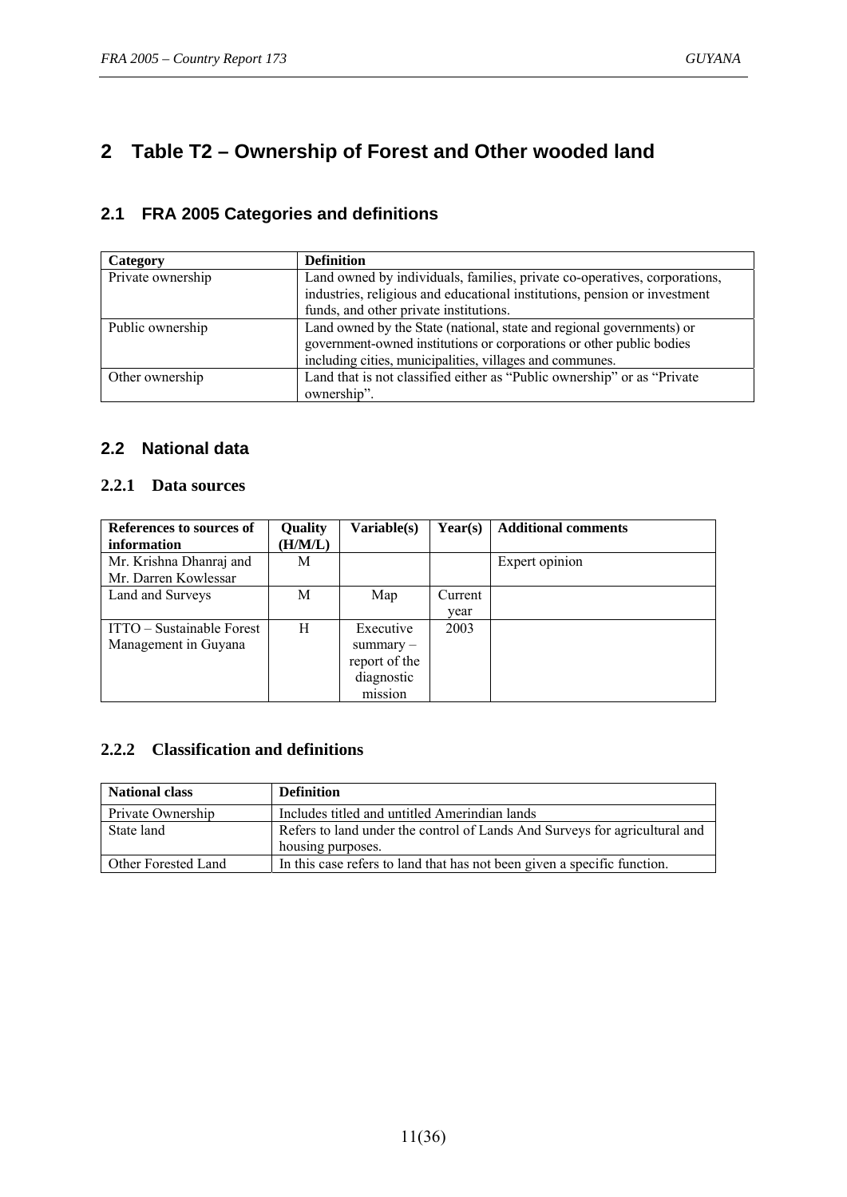# 2 Table T2 – Ownership of Forest and Other wooded land

## 2.1 FRA 2005 Categories and definitions

| Category | Definition |
|---|---|
| Private ownership | Land owned by individuals, families, private co-operatives, corporations, industries, religious and educational institutions, pension or investment funds, and other private institutions. |
| Public ownership | Land owned by the State (national, state and regional governments) or government-owned institutions or corporations or other public bodies including cities, municipalities, villages and communes. |
| Other ownership | Land that is not classified either as "Public ownership" or as "Private ownership". |

## 2.2 National data

### 2.2.1 Data sources

| References to sources of information | Quality (H/M/L) | Variable(s) | Year(s) | Additional comments |
|---|---|---|---|---|
| Mr. Krishna Dhanraj and Mr. Darren Kowlessar | M | | | Expert opinion |
| Land and Surveys | M | Map | Current year | |
| ITTO – Sustainable Forest Management in Guyana | H | Executive summary – report of the diagnostic mission | 2003 | |

### 2.2.2 Classification and definitions

| National class | Definition |
|---|---|
| Private Ownership | Includes titled and untitled Amerindian lands |
| State land | Refers to land under the control of Lands And Surveys for agricultural and housing purposes. |
| Other Forested Land | In this case refers to land that has not been given a specific function. |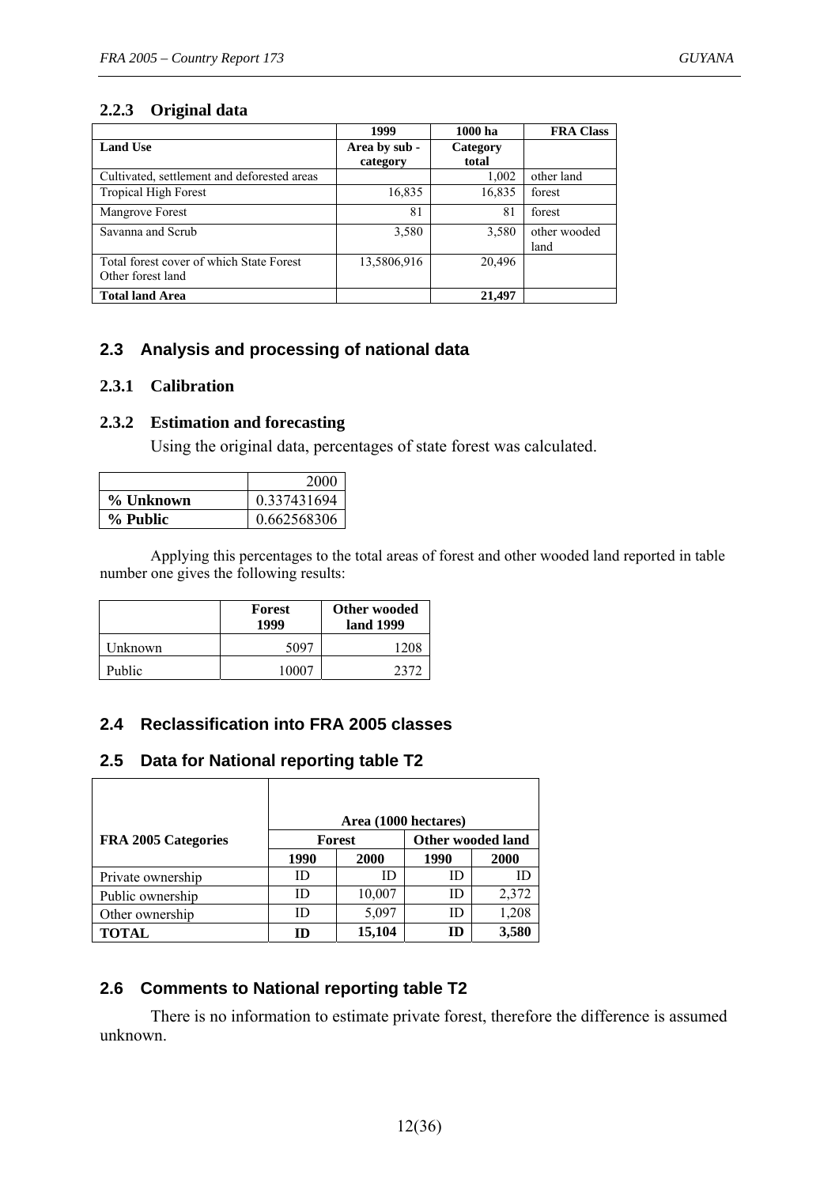### 2.2.3 Original data

| | 1999 | 1000 ha | FRA Class |
|---|---|---|---|
| **Land Use** | **Area by sub - category** | **Category total** | |
| Cultivated, settlement and deforested areas | | 1,002 | other land |
| Tropical High Forest | 16,835 | 16,835 | forest |
| Mangrove Forest | 81 | 81 | forest |
| Savanna and Scrub | 3,580 | 3,580 | other wooded land |
| Total forest cover of which State Forest Other forest land | 13,5806,916 | 20,496 | |
| **Total land Area** | | **21,497** | |

## 2.3 Analysis and processing of national data

### 2.3.1 Calibration

### 2.3.2 Estimation and forecasting

Using the original data, percentages of state forest was calculated.

| | 2000 |
|---|---|
| **% Unknown** | 0.337431694 |
| **% Public** | 0.662568306 |

Applying this percentages to the total areas of forest and other wooded land reported in table number one gives the following results:

| | Forest 1999 | Other wooded land 1999 |
|---|---|---|
| Unknown | 5097 | 1208 |
| Public | 10007 | 2372 |

## 2.4 Reclassification into FRA 2005 classes

## 2.5 Data for National reporting table T2

| FRA 2005 Categories | Area (1000 hectares) | | | |
|---|---|---|---|---|
| | Forest | | Other wooded land | |
| | 1990 | 2000 | 1990 | 2000 |
| Private ownership | ID | ID | ID | ID |
| Public ownership | ID | 10,007 | ID | 2,372 |
| Other ownership | ID | 5,097 | ID | 1,208 |
| **TOTAL** | **ID** | **15,104** | **ID** | **3,580** |

## 2.6 Comments to National reporting table T2

There is no information to estimate private forest, therefore the difference is assumed unknown.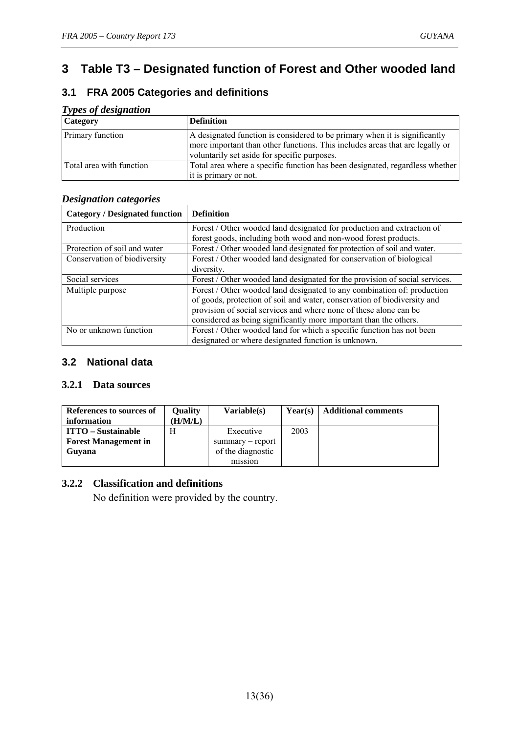# 3 Table T3 – Designated function of Forest and Other wooded land

## 3.1 FRA 2005 Categories and definitions

***Types of designation***

| Category | Definition |
| --- | --- |
| Primary function | A designated function is considered to be primary when it is significantly more important than other functions. This includes areas that are legally or voluntarily set aside for specific purposes. |
| Total area with function | Total area where a specific function has been designated, regardless whether it is primary or not. |

***Designation categories***

| Category / Designated function | Definition |
| --- | --- |
| Production | Forest / Other wooded land designated for production and extraction of forest goods, including both wood and non-wood forest products. |
| Protection of soil and water | Forest / Other wooded land designated for protection of soil and water. |
| Conservation of biodiversity | Forest / Other wooded land designated for conservation of biological diversity. |
| Social services | Forest / Other wooded land designated for the provision of social services. |
| Multiple purpose | Forest / Other wooded land designated to any combination of: production of goods, protection of soil and water, conservation of biodiversity and provision of social services and where none of these alone can be considered as being significantly more important than the others. |
| No or unknown function | Forest / Other wooded land for which a specific function has not been designated or where designated function is unknown. |

## 3.2 National data

### 3.2.1 Data sources

| References to sources of information | Quality (H/M/L) | Variable(s) | Year(s) | Additional comments |
| --- | --- | --- | --- | --- |
| **ITTO – Sustainable Forest Management in Guyana** | H | Executive summary – report of the diagnostic mission | 2003 | |

### 3.2.2 Classification and definitions

No definition were provided by the country.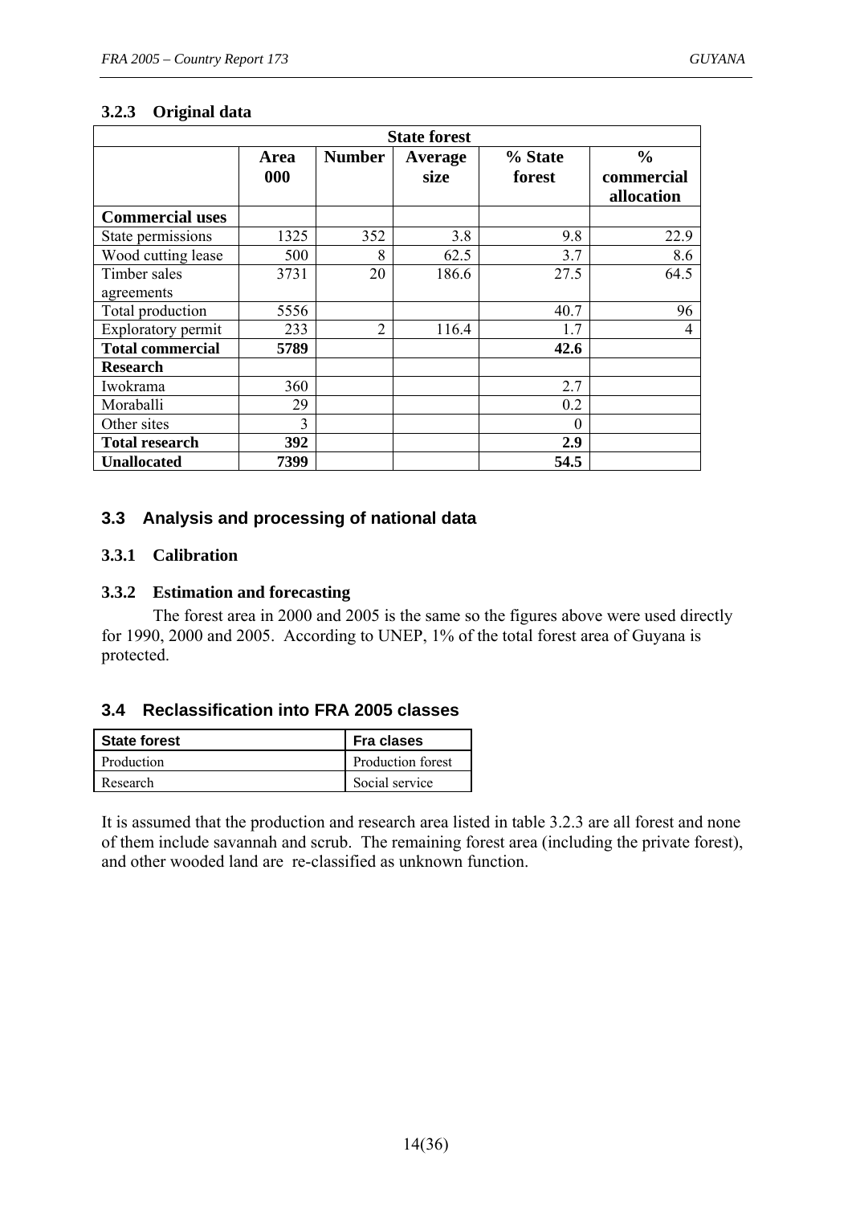### 3.2.3 Original data

| State forest | | | | | |
|---|---|---|---|---|---|
| | **Area 000** | **Number** | **Average size** | **% State forest** | **% commercial allocation** |
| **Commercial uses** | | | | | |
| State permissions | 1325 | 352 | 3.8 | 9.8 | 22.9 |
| Wood cutting lease | 500 | 8 | 62.5 | 3.7 | 8.6 |
| Timber sales agreements | 3731 | 20 | 186.6 | 27.5 | 64.5 |
| Total production | 5556 | | | 40.7 | 96 |
| Exploratory permit | 233 | 2 | 116.4 | 1.7 | 4 |
| **Total commercial** | **5789** | | | **42.6** | |
| **Research** | | | | | |
| Iwokrama | 360 | | | 2.7 | |
| Moraballi | 29 | | | 0.2 | |
| Other sites | 3 | | | 0 | |
| **Total research** | **392** | | | **2.9** | |
| **Unallocated** | **7399** | | | **54.5** | |

## 3.3 Analysis and processing of national data

### 3.3.1 Calibration

### 3.3.2 Estimation and forecasting

The forest area in 2000 and 2005 is the same so the figures above were used directly for 1990, 2000 and 2005. According to UNEP, 1% of the total forest area of Guyana is protected.

## 3.4 Reclassification into FRA 2005 classes

| State forest | Fra clases |
|---|---|
| Production | Production forest |
| Research | Social service |

It is assumed that the production and research area listed in table 3.2.3 are all forest and none of them include savannah and scrub. The remaining forest area (including the private forest), and other wooded land are re-classified as unknown function.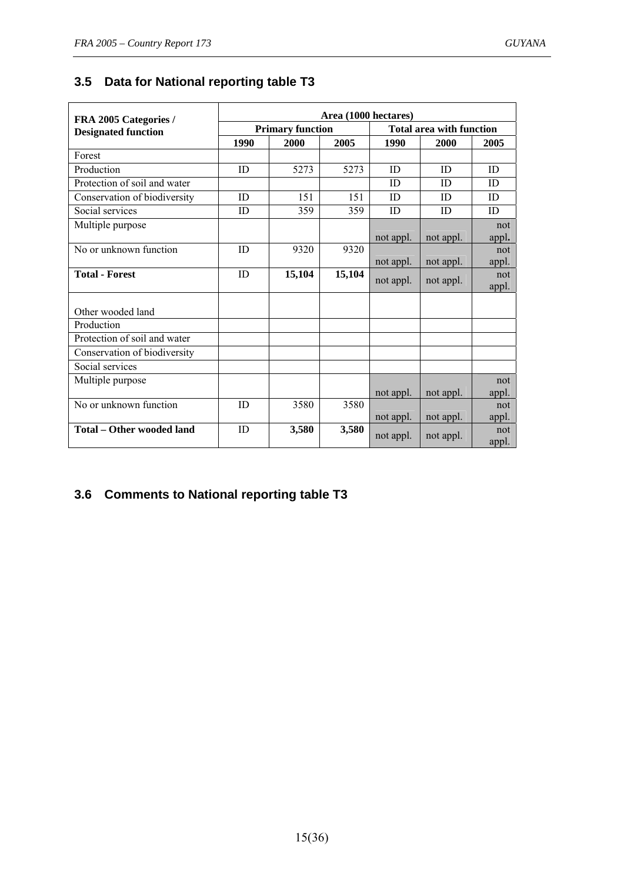## 3.5 Data for National reporting table T3

| FRA 2005 Categories / Designated function | Area (1000 hectares) | | | | | |
|---|---|---|---|---|---|---|
| | Primary function | | | Total area with function | | |
| | 1990 | 2000 | 2005 | 1990 | 2000 | 2005 |
| Forest | | | | | | |
| Production | ID | 5273 | 5273 | ID | ID | ID |
| Protection of soil and water | | | | ID | ID | ID |
| Conservation of biodiversity | ID | 151 | 151 | ID | ID | ID |
| Social services | ID | 359 | 359 | ID | ID | ID |
| Multiple purpose | | | | not appl. | not appl. | not appl. |
| No or unknown function | ID | 9320 | 9320 | not appl. | not appl. | not appl. |
| **Total - Forest** | ID | **15,104** | **15,104** | not appl. | not appl. | not appl. |
| Other wooded land | | | | | | |
| Production | | | | | | |
| Protection of soil and water | | | | | | |
| Conservation of biodiversity | | | | | | |
| Social services | | | | | | |
| Multiple purpose | | | | not appl. | not appl. | not appl. |
| No or unknown function | ID | 3580 | 3580 | not appl. | not appl. | not appl. |
| **Total – Other wooded land** | ID | **3,580** | **3,580** | not appl. | not appl. | not appl. |

## 3.6 Comments to National reporting table T3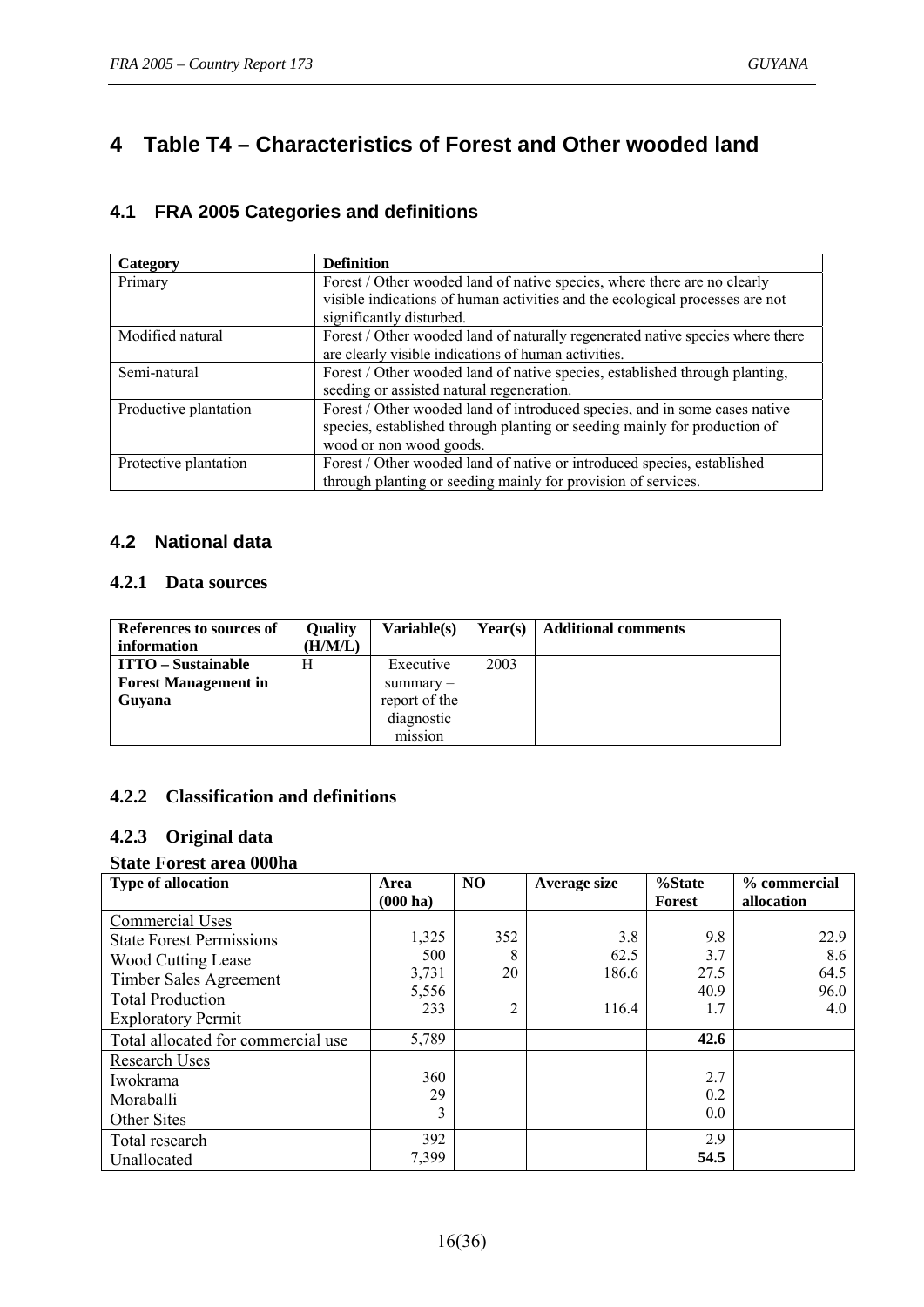// Recall of the page content: headings, definitions table, data sources table, and State Forest area table.
# 4 Table T4 – Characteristics of Forest and Other wooded land

## 4.1 FRA 2005 Categories and definitions

| Category | Definition |
|---|---|
| Primary | Forest / Other wooded land of native species, where there are no clearly visible indications of human activities and the ecological processes are not significantly disturbed. |
| Modified natural | Forest / Other wooded land of naturally regenerated native species where there are clearly visible indications of human activities. |
| Semi-natural | Forest / Other wooded land of native species, established through planting, seeding or assisted natural regeneration. |
| Productive plantation | Forest / Other wooded land of introduced species, and in some cases native species, established through planting or seeding mainly for production of wood or non wood goods. |
| Protective plantation | Forest / Other wooded land of native or introduced species, established through planting or seeding mainly for provision of services. |

## 4.2 National data

### 4.2.1 Data sources

| References to sources of information | Quality (H/M/L) | Variable(s) | Year(s) | Additional comments |
|---|---|---|---|---|
| **ITTO – Sustainable Forest Management in Guyana** | H | Executive summary – report of the diagnostic mission | 2003 | |

### 4.2.2 Classification and definitions

### 4.2.3 Original data

**State Forest area 000ha**

| Type of allocation | Area (000 ha) | NO | Average size | %State Forest | % commercial allocation |
|---|---|---|---|---|---|
| Commercial Uses | | | | | |
| State Forest Permissions | 1,325 | 352 | 3.8 | 9.8 | 22.9 |
| Wood Cutting Lease | 500 | 8 | 62.5 | 3.7 | 8.6 |
| Timber Sales Agreement | 3,731 | 20 | 186.6 | 27.5 | 64.5 |
| Total Production | 5,556 | | | 40.9 | 96.0 |
| Exploratory Permit | 233 | 2 | 116.4 | 1.7 | 4.0 |
| Total allocated for commercial use | 5,789 | | | **42.6** | |
| Research Uses | | | | | |
| Iwokrama | 360 | | | 2.7 | |
| Moraballi | 29 | | | 0.2 | |
| Other Sites | 3 | | | 0.0 | |
| Total research | 392 | | | 2.9 | |
| Unallocated | 7,399 | | | **54.5** | |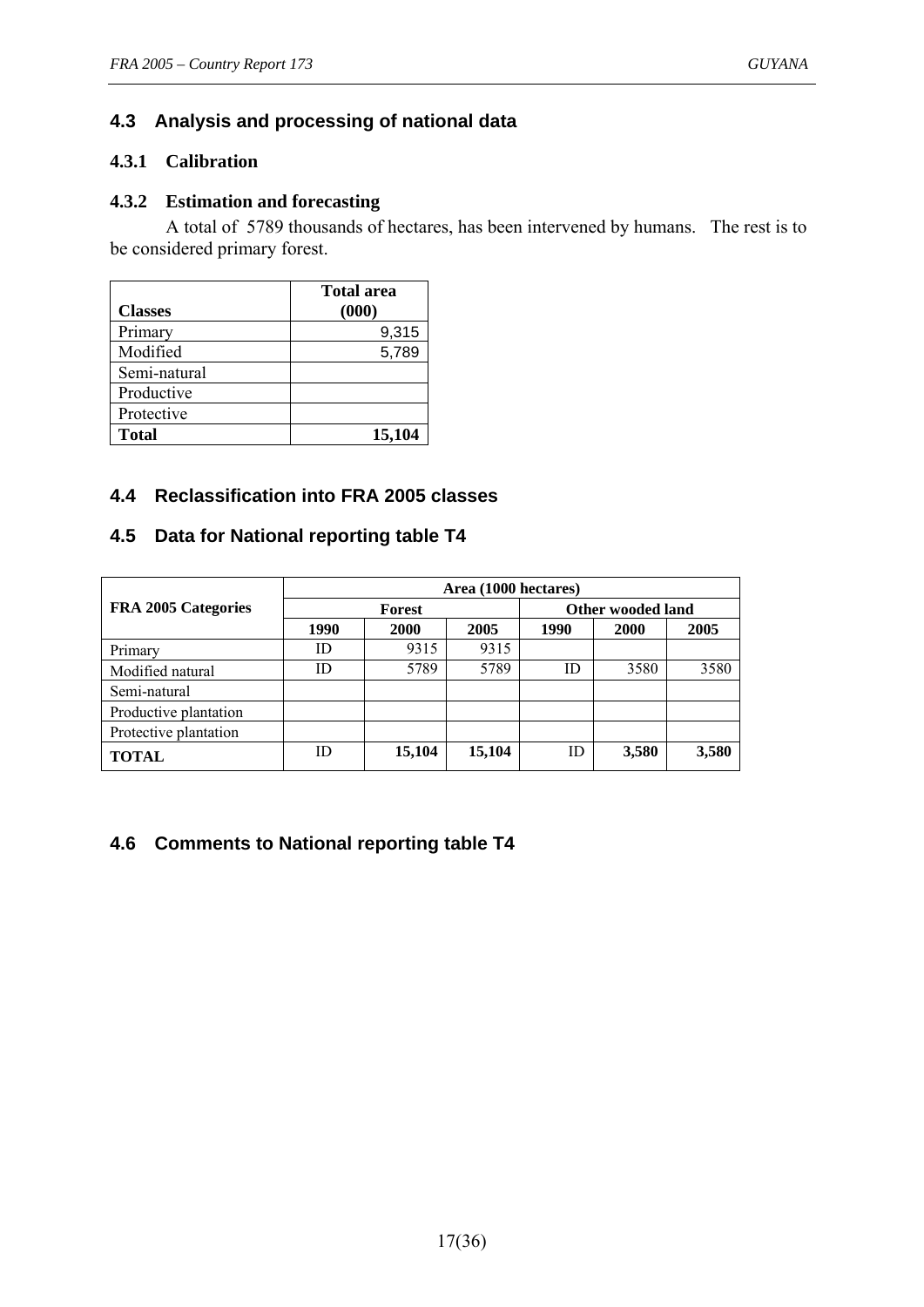## 4.3 Analysis and processing of national data

### 4.3.1 Calibration

### 4.3.2 Estimation and forecasting

A total of 5789 thousands of hectares, has been intervened by humans. The rest is to be considered primary forest.

| Classes | Total area (000) |
|---|---|
| Primary | 9,315 |
| Modified | 5,789 |
| Semi-natural | |
| Productive | |
| Protective | |
| **Total** | **15,104** |

## 4.4 Reclassification into FRA 2005 classes

## 4.5 Data for National reporting table T4

| FRA 2005 Categories | Area (1000 hectares) | | | | | |
|---|---|---|---|---|---|---|
| | Forest | | | Other wooded land | | |
| | 1990 | 2000 | 2005 | 1990 | 2000 | 2005 |
| Primary | ID | 9315 | 9315 | | | |
| Modified natural | ID | 5789 | 5789 | ID | 3580 | 3580 |
| Semi-natural | | | | | | |
| Productive plantation | | | | | | |
| Protective plantation | | | | | | |
| **TOTAL** | ID | **15,104** | **15,104** | ID | **3,580** | **3,580** |

## 4.6 Comments to National reporting table T4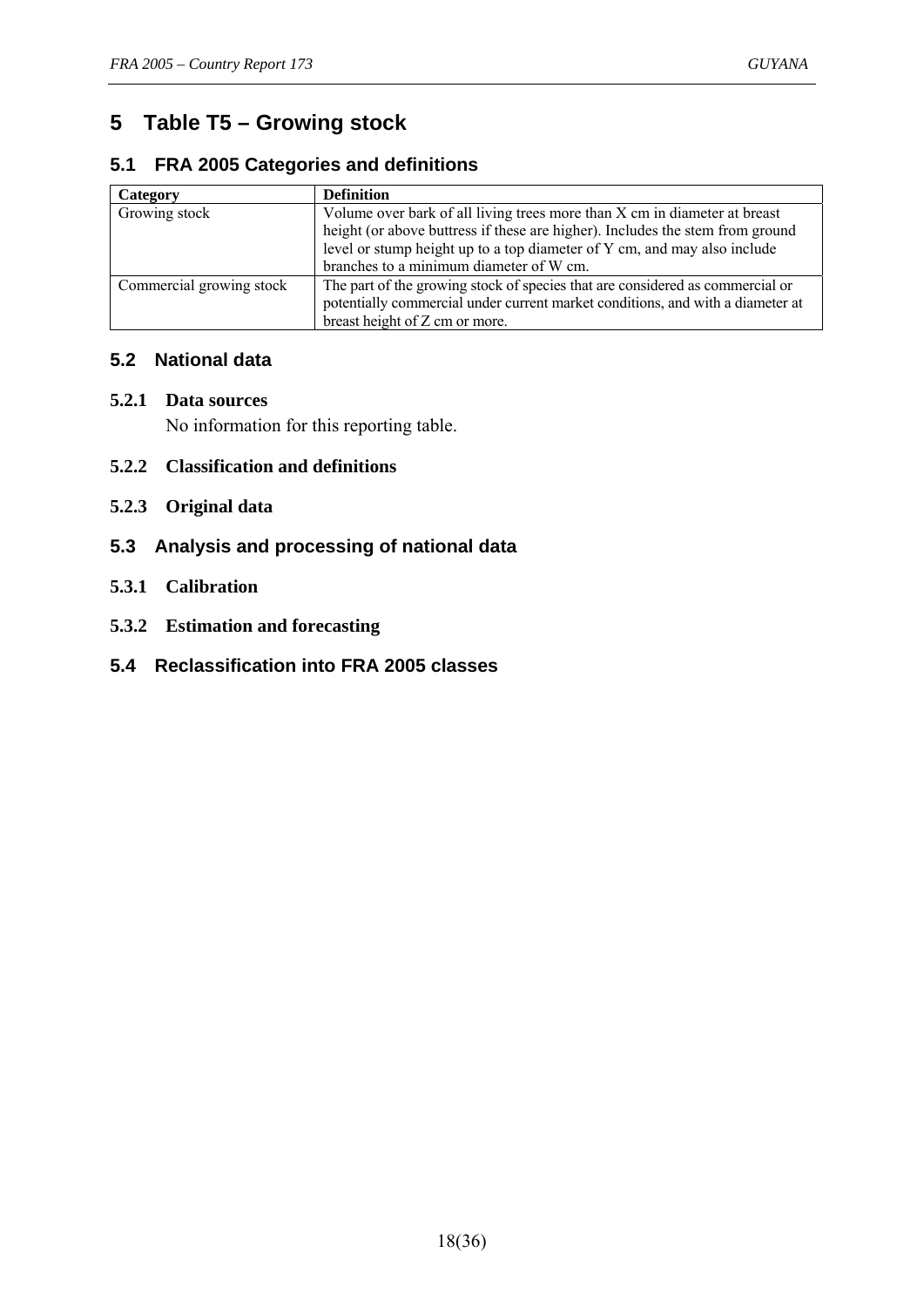# 5 Table T5 – Growing stock

## 5.1 FRA 2005 Categories and definitions

| Category | Definition |
|---|---|
| Growing stock | Volume over bark of all living trees more than X cm in diameter at breast height (or above buttress if these are higher). Includes the stem from ground level or stump height up to a top diameter of Y cm, and may also include branches to a minimum diameter of W cm. |
| Commercial growing stock | The part of the growing stock of species that are considered as commercial or potentially commercial under current market conditions, and with a diameter at breast height of Z cm or more. |

## 5.2 National data

### 5.2.1 Data sources

No information for this reporting table.

### 5.2.2 Classification and definitions

### 5.2.3 Original data

## 5.3 Analysis and processing of national data

### 5.3.1 Calibration

### 5.3.2 Estimation and forecasting

## 5.4 Reclassification into FRA 2005 classes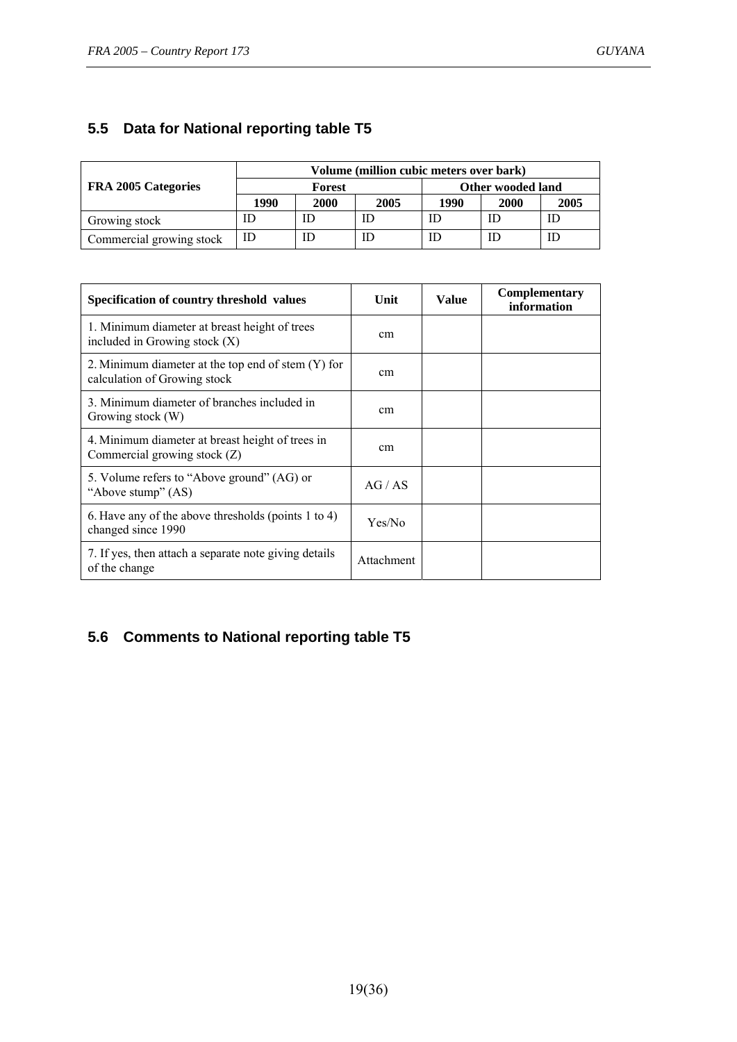## 5.5 Data for National reporting table T5

| FRA 2005 Categories | Volume (million cubic meters over bark) | | | | | |
|---|---|---|---|---|---|---|
| | Forest | | | Other wooded land | | |
| | 1990 | 2000 | 2005 | 1990 | 2000 | 2005 |
| Growing stock | ID | ID | ID | ID | ID | ID |
| Commercial growing stock | ID | ID | ID | ID | ID | ID |

| Specification of country threshold values | Unit | Value | Complementary information |
|---|---|---|---|
| 1. Minimum diameter at breast height of trees included in Growing stock (X) | cm | | |
| 2. Minimum diameter at the top end of stem (Y) for calculation of Growing stock | cm | | |
| 3. Minimum diameter of branches included in Growing stock (W) | cm | | |
| 4. Minimum diameter at breast height of trees in Commercial growing stock (Z) | cm | | |
| 5. Volume refers to "Above ground" (AG) or "Above stump" (AS) | AG / AS | | |
| 6. Have any of the above thresholds (points 1 to 4) changed since 1990 | Yes/No | | |
| 7. If yes, then attach a separate note giving details of the change | Attachment | | |

## 5.6 Comments to National reporting table T5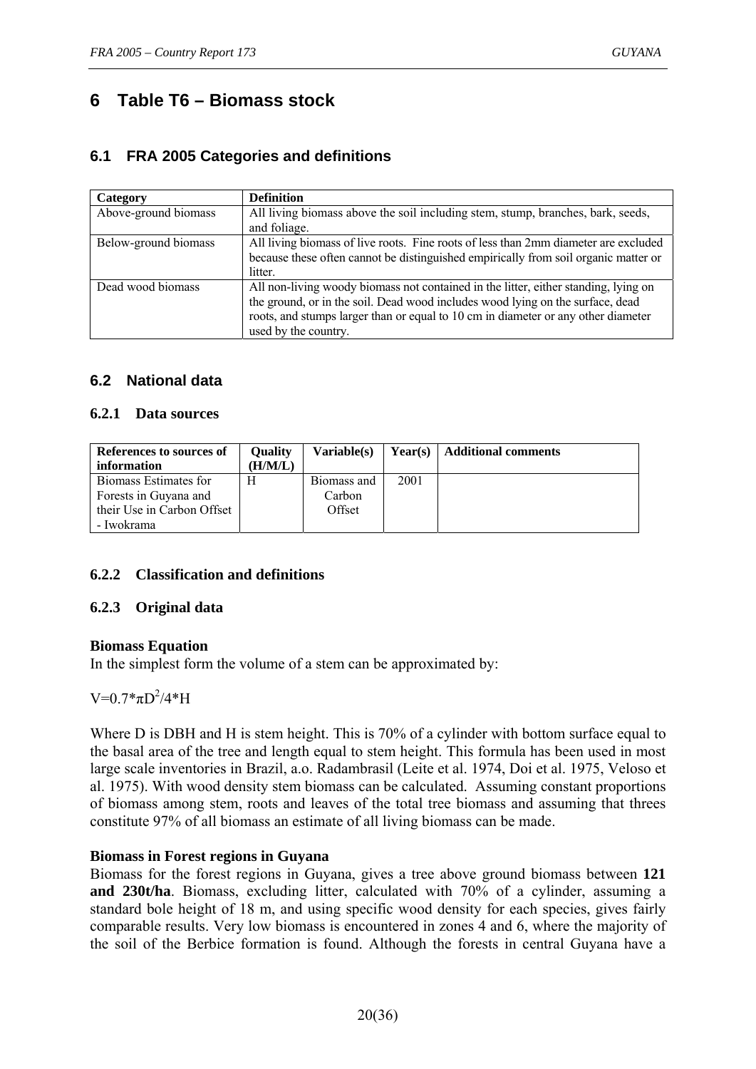# 6 Table T6 – Biomass stock

## 6.1 FRA 2005 Categories and definitions

| Category | Definition |
|---|---|
| Above-ground biomass | All living biomass above the soil including stem, stump, branches, bark, seeds, and foliage. |
| Below-ground biomass | All living biomass of live roots. Fine roots of less than 2mm diameter are excluded because these often cannot be distinguished empirically from soil organic matter or litter. |
| Dead wood biomass | All non-living woody biomass not contained in the litter, either standing, lying on the ground, or in the soil. Dead wood includes wood lying on the surface, dead roots, and stumps larger than or equal to 10 cm in diameter or any other diameter used by the country. |

## 6.2 National data

### 6.2.1 Data sources

| References to sources of information | Quality (H/M/L) | Variable(s) | Year(s) | Additional comments |
|---|---|---|---|---|
| Biomass Estimates for Forests in Guyana and their Use in Carbon Offset - Iwokrama | H | Biomass and Carbon Offset | 2001 | |

### 6.2.2 Classification and definitions

### 6.2.3 Original data

**Biomass Equation**

In the simplest form the volume of a stem can be approximated by:

$$V=0.7*\pi D^2/4*H$$

Where D is DBH and H is stem height. This is 70% of a cylinder with bottom surface equal to the basal area of the tree and length equal to stem height. This formula has been used in most large scale inventories in Brazil, a.o. Radambrasil (Leite et al. 1974, Doi et al. 1975, Veloso et al. 1975). With wood density stem biomass can be calculated. Assuming constant proportions of biomass among stem, roots and leaves of the total tree biomass and assuming that threes constitute 97% of all biomass an estimate of all living biomass can be made.

**Biomass in Forest regions in Guyana**

Biomass for the forest regions in Guyana, gives a tree above ground biomass between **121 and 230t/ha**. Biomass, excluding litter, calculated with 70% of a cylinder, assuming a standard bole height of 18 m, and using specific wood density for each species, gives fairly comparable results. Very low biomass is encountered in zones 4 and 6, where the majority of the soil of the Berbice formation is found. Although the forests in central Guyana have a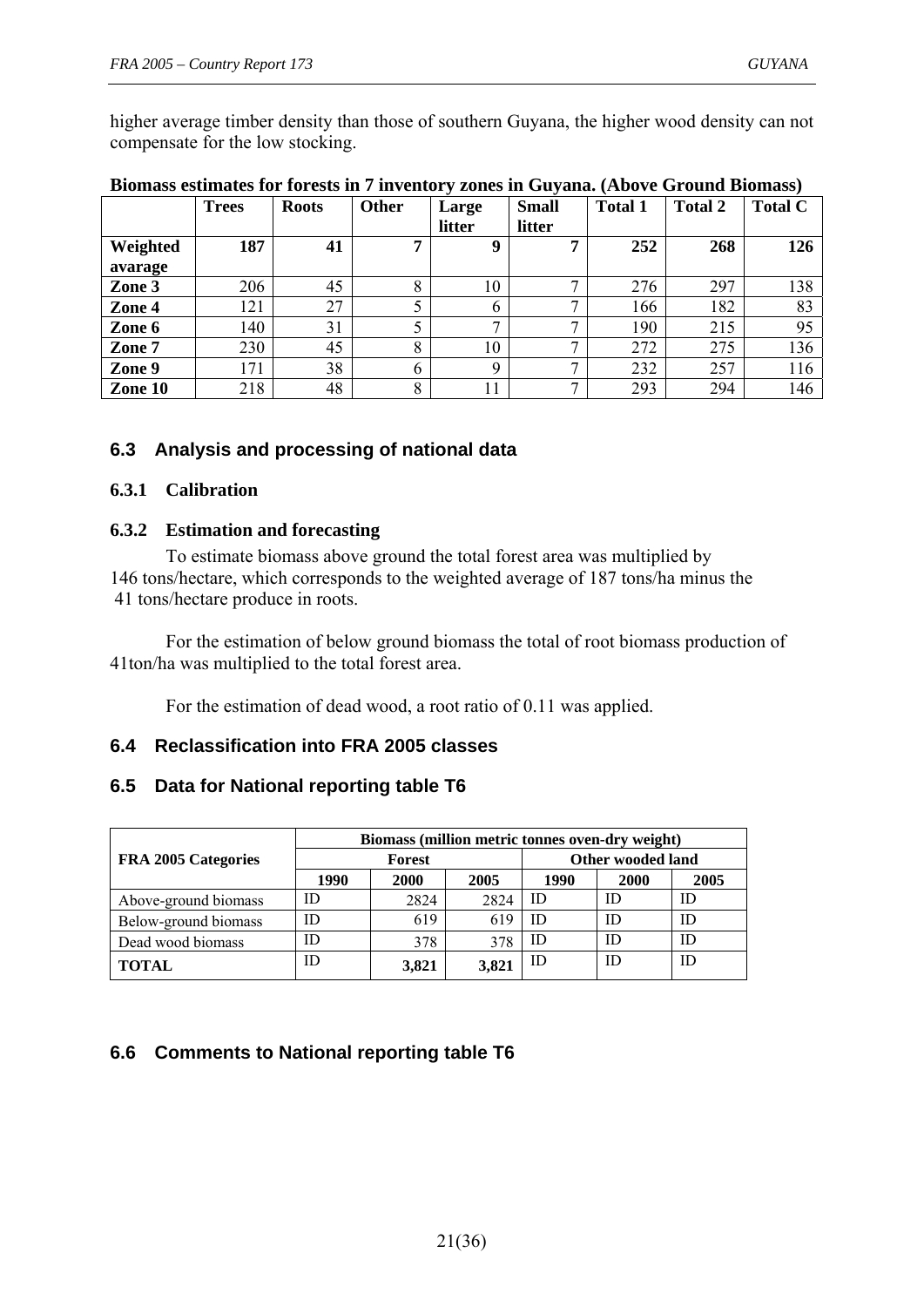higher average timber density than those of southern Guyana, the higher wood density can not compensate for the low stocking.

**Biomass estimates for forests in 7 inventory zones in Guyana. (Above Ground Biomass)**

| | Trees | Roots | Other | Large litter | Small litter | Total 1 | Total 2 | Total C |
|---|---|---|---|---|---|---|---|---|
| **Weighted avarage** | **187** | **41** | **7** | **9** | **7** | **252** | **268** | **126** |
| **Zone 3** | 206 | 45 | 8 | 10 | 7 | 276 | 297 | 138 |
| **Zone 4** | 121 | 27 | 5 | 6 | 7 | 166 | 182 | 83 |
| **Zone 6** | 140 | 31 | 5 | 7 | 7 | 190 | 215 | 95 |
| **Zone 7** | 230 | 45 | 8 | 10 | 7 | 272 | 275 | 136 |
| **Zone 9** | 171 | 38 | 6 | 9 | 7 | 232 | 257 | 116 |
| **Zone 10** | 218 | 48 | 8 | 11 | 7 | 293 | 294 | 146 |

## 6.3 Analysis and processing of national data

### 6.3.1 Calibration

### 6.3.2 Estimation and forecasting

To estimate biomass above ground the total forest area was multiplied by 146 tons/hectare, which corresponds to the weighted average of 187 tons/ha minus the 41 tons/hectare produce in roots.

For the estimation of below ground biomass the total of root biomass production of 41ton/ha was multiplied to the total forest area.

For the estimation of dead wood, a root ratio of 0.11 was applied.

## 6.4 Reclassification into FRA 2005 classes

## 6.5 Data for National reporting table T6

| FRA 2005 Categories | Biomass (million metric tonnes oven-dry weight) | | | | | |
|---|---|---|---|---|---|---|
| | Forest | | | Other wooded land | | |
| | 1990 | 2000 | 2005 | 1990 | 2000 | 2005 |
| Above-ground biomass | ID | 2824 | 2824 | ID | ID | ID |
| Below-ground biomass | ID | 619 | 619 | ID | ID | ID |
| Dead wood biomass | ID | 378 | 378 | ID | ID | ID |
| **TOTAL** | ID | **3,821** | **3,821** | ID | ID | ID |

## 6.6 Comments to National reporting table T6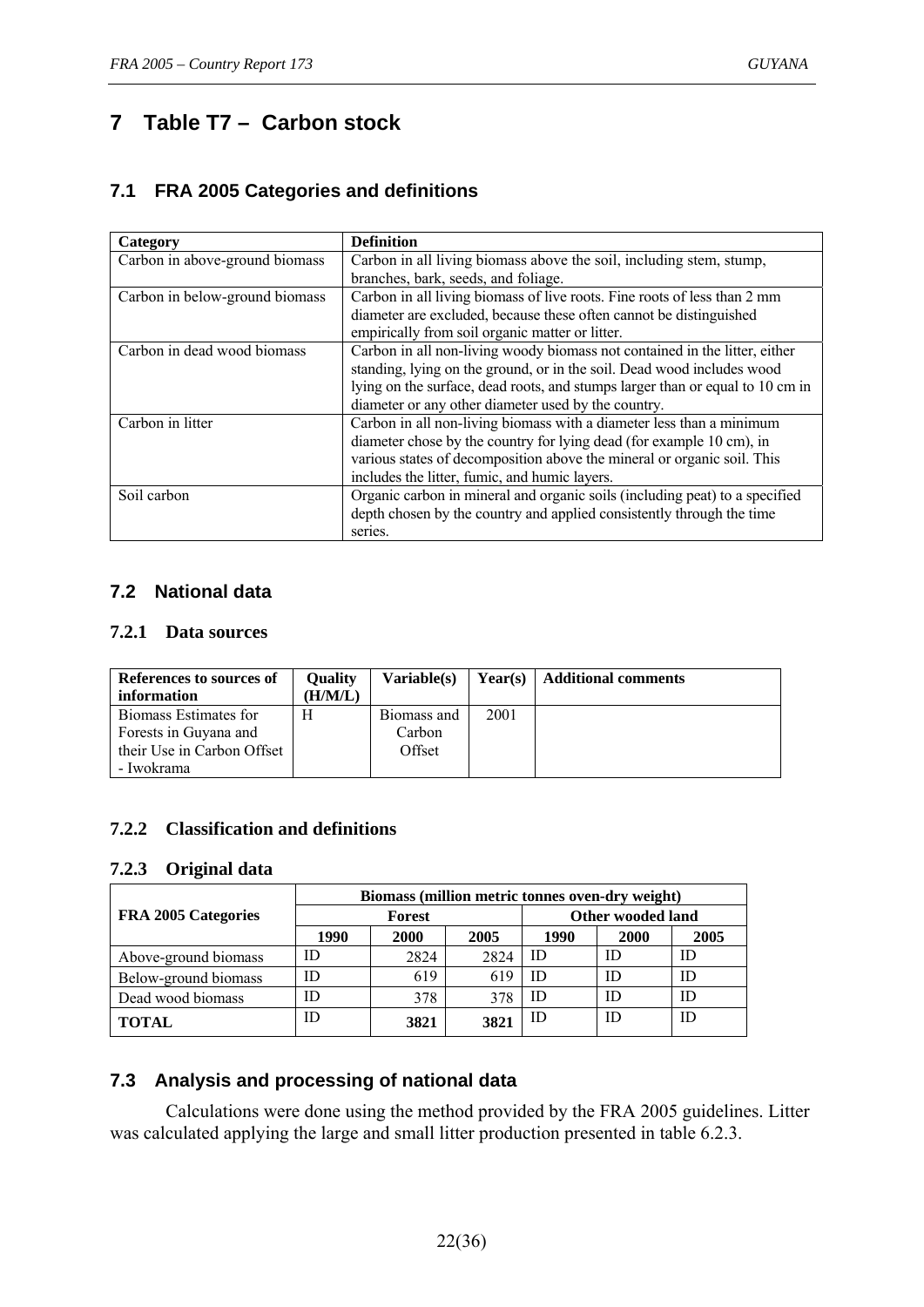# 7 Table T7 – Carbon stock

## 7.1 FRA 2005 Categories and definitions

| Category | Definition |
|---|---|
| Carbon in above-ground biomass | Carbon in all living biomass above the soil, including stem, stump, branches, bark, seeds, and foliage. |
| Carbon in below-ground biomass | Carbon in all living biomass of live roots. Fine roots of less than 2 mm diameter are excluded, because these often cannot be distinguished empirically from soil organic matter or litter. |
| Carbon in dead wood biomass | Carbon in all non-living woody biomass not contained in the litter, either standing, lying on the ground, or in the soil. Dead wood includes wood lying on the surface, dead roots, and stumps larger than or equal to 10 cm in diameter or any other diameter used by the country. |
| Carbon in litter | Carbon in all non-living biomass with a diameter less than a minimum diameter chose by the country for lying dead (for example 10 cm), in various states of decomposition above the mineral or organic soil. This includes the litter, fumic, and humic layers. |
| Soil carbon | Organic carbon in mineral and organic soils (including peat) to a specified depth chosen by the country and applied consistently through the time series. |

## 7.2 National data

### 7.2.1 Data sources

| References to sources of information | Quality (H/M/L) | Variable(s) | Year(s) | Additional comments |
|---|---|---|---|---|
| Biomass Estimates for Forests in Guyana and their Use in Carbon Offset - Iwokrama | H | Biomass and Carbon Offset | 2001 | |

### 7.2.2 Classification and definitions

### 7.2.3 Original data

| FRA 2005 Categories | Biomass (million metric tonnes oven-dry weight) | | | | | |
|---|---|---|---|---|---|---|
| | Forest | | | Other wooded land | | |
| | 1990 | 2000 | 2005 | 1990 | 2000 | 2005 |
| Above-ground biomass | ID | 2824 | 2824 | ID | ID | ID |
| Below-ground biomass | ID | 619 | 619 | ID | ID | ID |
| Dead wood biomass | ID | 378 | 378 | ID | ID | ID |
| **TOTAL** | ID | **3821** | **3821** | ID | ID | ID |

## 7.3 Analysis and processing of national data

Calculations were done using the method provided by the FRA 2005 guidelines. Litter was calculated applying the large and small litter production presented in table 6.2.3.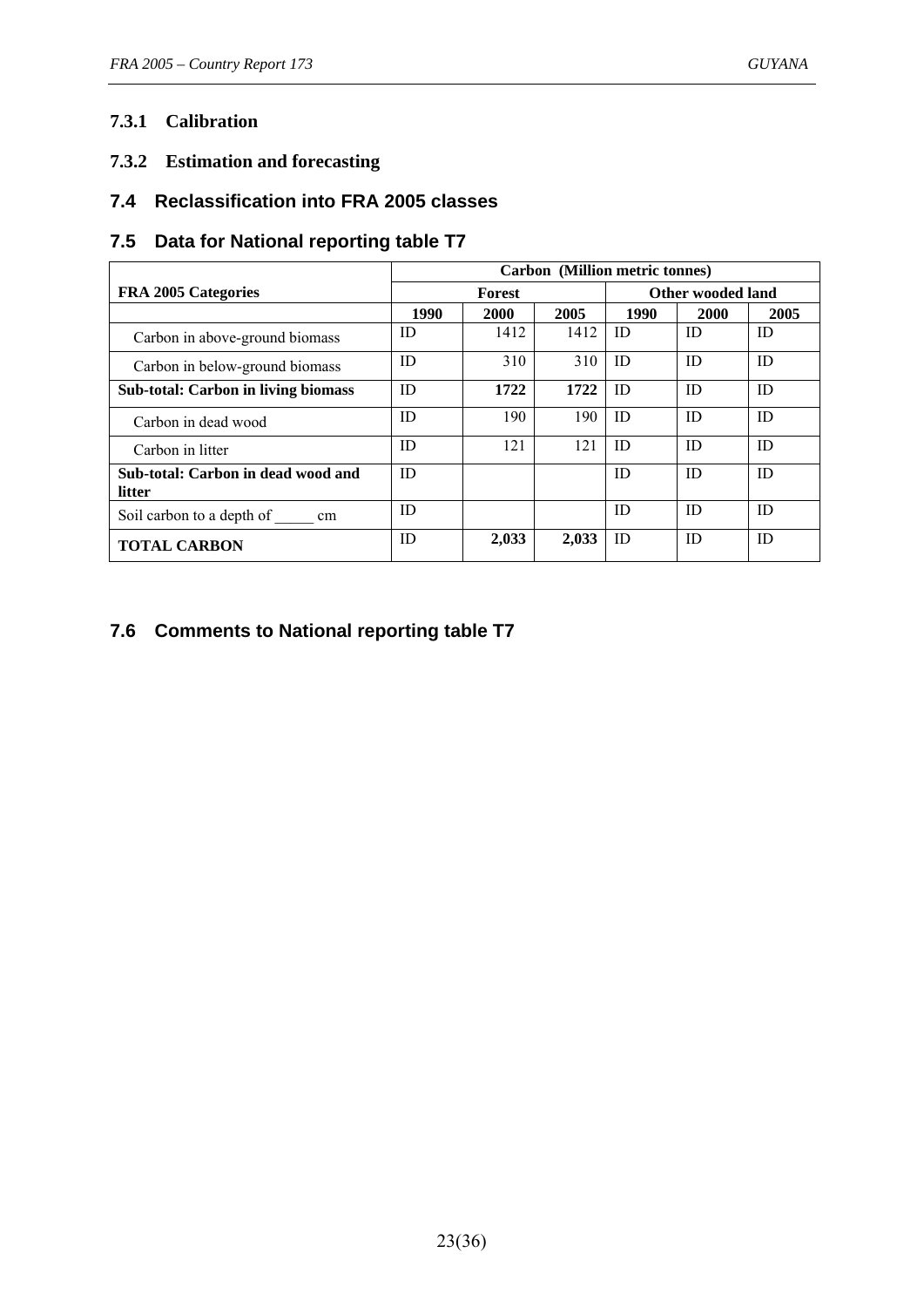### 7.3.1 Calibration

### 7.3.2 Estimation and forecasting

## 7.4 Reclassification into FRA 2005 classes

## 7.5 Data for National reporting table T7

| FRA 2005 Categories | Carbon (Million metric tonnes) | | | | | |
|---|---|---|---|---|---|---|
| | Forest | | | Other wooded land | | |
| | 1990 | 2000 | 2005 | 1990 | 2000 | 2005 |
| Carbon in above-ground biomass | ID | 1412 | 1412 | ID | ID | ID |
| Carbon in below-ground biomass | ID | 310 | 310 | ID | ID | ID |
| **Sub-total: Carbon in living biomass** | ID | **1722** | **1722** | ID | ID | ID |
| Carbon in dead wood | ID | 190 | 190 | ID | ID | ID |
| Carbon in litter | ID | 121 | 121 | ID | ID | ID |
| **Sub-total: Carbon in dead wood and litter** | ID | | | ID | ID | ID |
| Soil carbon to a depth of _____ cm | ID | | | ID | ID | ID |
| **TOTAL CARBON** | ID | **2,033** | **2,033** | ID | ID | ID |

## 7.6 Comments to National reporting table T7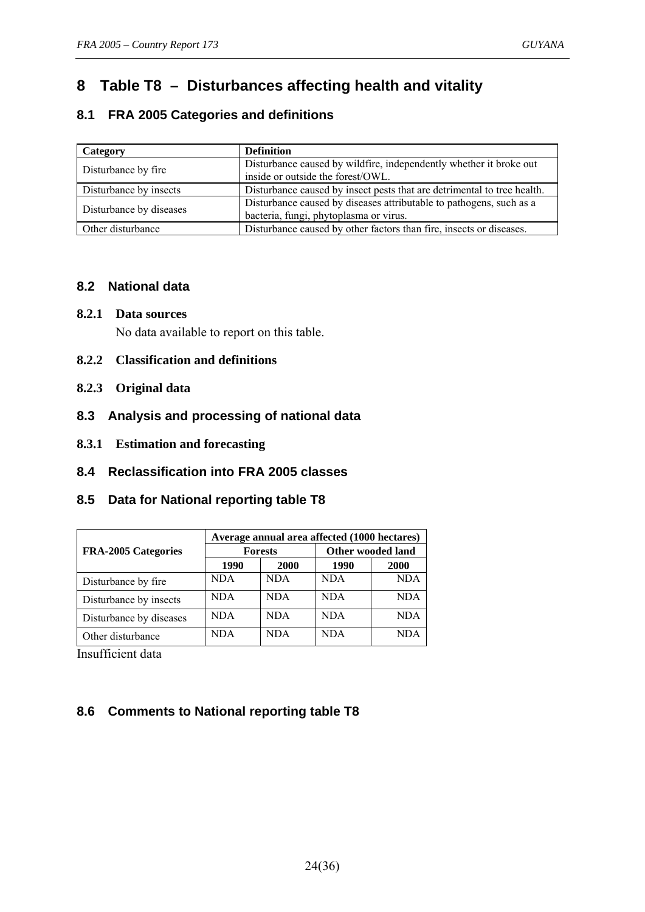# 8 Table T8 – Disturbances affecting health and vitality

## 8.1 FRA 2005 Categories and definitions

| Category | Definition |
|---|---|
| Disturbance by fire | Disturbance caused by wildfire, independently whether it broke out inside or outside the forest/OWL. |
| Disturbance by insects | Disturbance caused by insect pests that are detrimental to tree health. |
| Disturbance by diseases | Disturbance caused by diseases attributable to pathogens, such as a bacteria, fungi, phytoplasma or virus. |
| Other disturbance | Disturbance caused by other factors than fire, insects or diseases. |

## 8.2 National data

### 8.2.1 Data sources

No data available to report on this table.

### 8.2.2 Classification and definitions

### 8.2.3 Original data

## 8.3 Analysis and processing of national data

### 8.3.1 Estimation and forecasting

## 8.4 Reclassification into FRA 2005 classes

## 8.5 Data for National reporting table T8

| FRA-2005 Categories | Average annual area affected (1000 hectares) | | | |
|---|---|---|---|---|
| | Forests | | Other wooded land | |
| | 1990 | 2000 | 1990 | 2000 |
| Disturbance by fire | NDA | NDA | NDA | NDA |
| Disturbance by insects | NDA | NDA | NDA | NDA |
| Disturbance by diseases | NDA | NDA | NDA | NDA |
| Other disturbance | NDA | NDA | NDA | NDA |

Insufficient data

## 8.6 Comments to National reporting table T8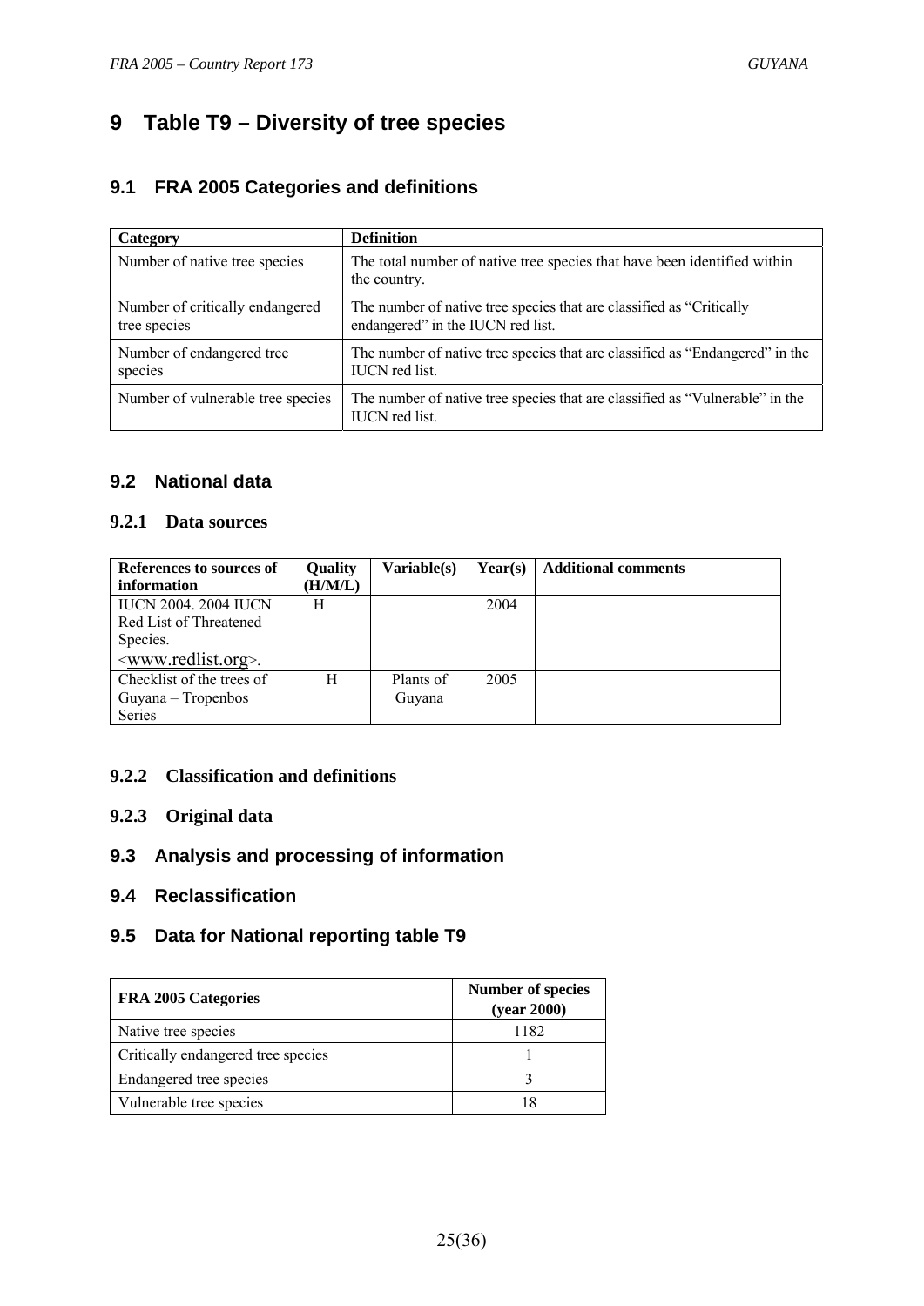# 9 Table T9 – Diversity of tree species

## 9.1 FRA 2005 Categories and definitions

| Category | Definition |
|---|---|
| Number of native tree species | The total number of native tree species that have been identified within the country. |
| Number of critically endangered tree species | The number of native tree species that are classified as "Critically endangered" in the IUCN red list. |
| Number of endangered tree species | The number of native tree species that are classified as "Endangered" in the IUCN red list. |
| Number of vulnerable tree species | The number of native tree species that are classified as "Vulnerable" in the IUCN red list. |

## 9.2 National data

### 9.2.1 Data sources

| References to sources of information | Quality (H/M/L) | Variable(s) | Year(s) | Additional comments |
|---|---|---|---|---|
| IUCN 2004. 2004 IUCN Red List of Threatened Species. <www.redlist.org>. | H | | 2004 | |
| Checklist of the trees of Guyana – Tropenbos Series | H | Plants of Guyana | 2005 | |

### 9.2.2 Classification and definitions

### 9.2.3 Original data

## 9.3 Analysis and processing of information

## 9.4 Reclassification

## 9.5 Data for National reporting table T9

| FRA 2005 Categories | Number of species (year 2000) |
|---|---|
| Native tree species | 1182 |
| Critically endangered tree species | 1 |
| Endangered tree species | 3 |
| Vulnerable tree species | 18 |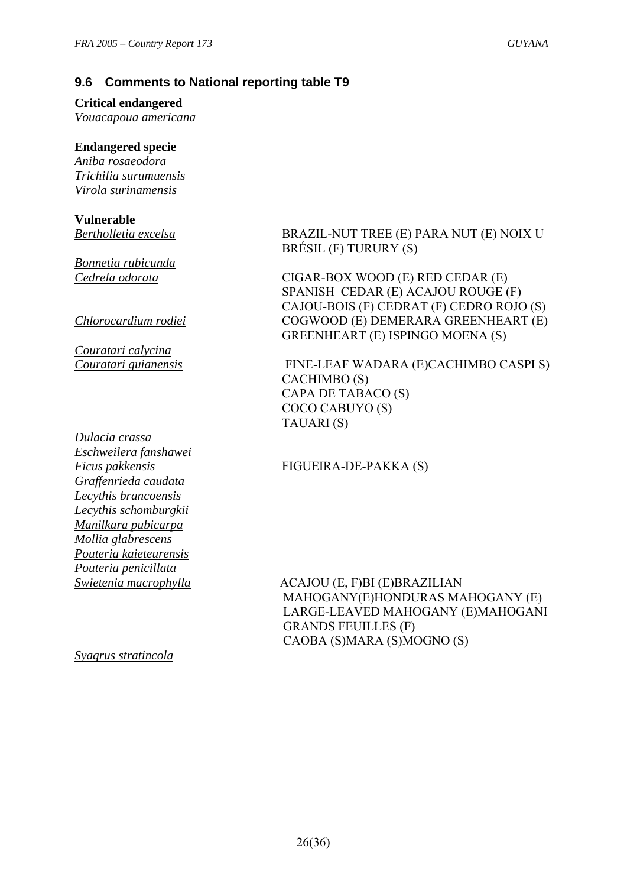## 9.6 Comments to National reporting table T9

**Critical endangered**
*Vouacapoua americana*

**Endangered specie**
*Aniba rosaeodora*
*Trichilia surumuensis*
*Virola surinamensis*

**Vulnerable**

| | |
|---|---|
| *Bertholletia excelsa* | BRAZIL-NUT TREE (E) PARA NUT (E) NOIX U BRÉSIL (F) TURURY (S) |
| *Bonnetia rubicunda* | |
| *Cedrela odorata* | CIGAR-BOX WOOD (E) RED CEDAR (E) SPANISH CEDAR (E) ACAJOU ROUGE (F) CAJOU-BOIS (F) CEDRAT (F) CEDRO ROJO (S) |
| *Chlorocardium rodiei* | COGWOOD (E) DEMERARA GREENHEART (E) GREENHEART (E) ISPINGO MOENA (S) |
| *Couratari calycina* | |
| *Couratari guianensis* | FINE-LEAF WADARA (E)CACHIMBO CASPI S) CACHIMBO (S) CAPA DE TABACO (S) COCO CABUYO (S) TAUARI (S) |
| *Dulacia crassa* | |
| *Eschweilera fanshawei* | |
| *Ficus pakkensis* | FIGUEIRA-DE-PAKKA (S) |
| *Graffenrieda caudata* | |
| *Lecythis brancoensis* | |
| *Lecythis schomburgkii* | |
| *Manilkara pubicarpa* | |
| *Mollia glabrescens* | |
| *Pouteria kaieteurensis* | |
| *Pouteria penicillata* | |
| *Swietenia macrophylla* | ACAJOU (E, F)BI (E)BRAZILIAN MAHOGANY(E)HONDURAS MAHOGANY (E) LARGE-LEAVED MAHOGANY (E)MAHOGANI GRANDS FEUILLES (F) CAOBA (S)MARA (S)MOGNO (S) |
| *Syagrus stratincola* | |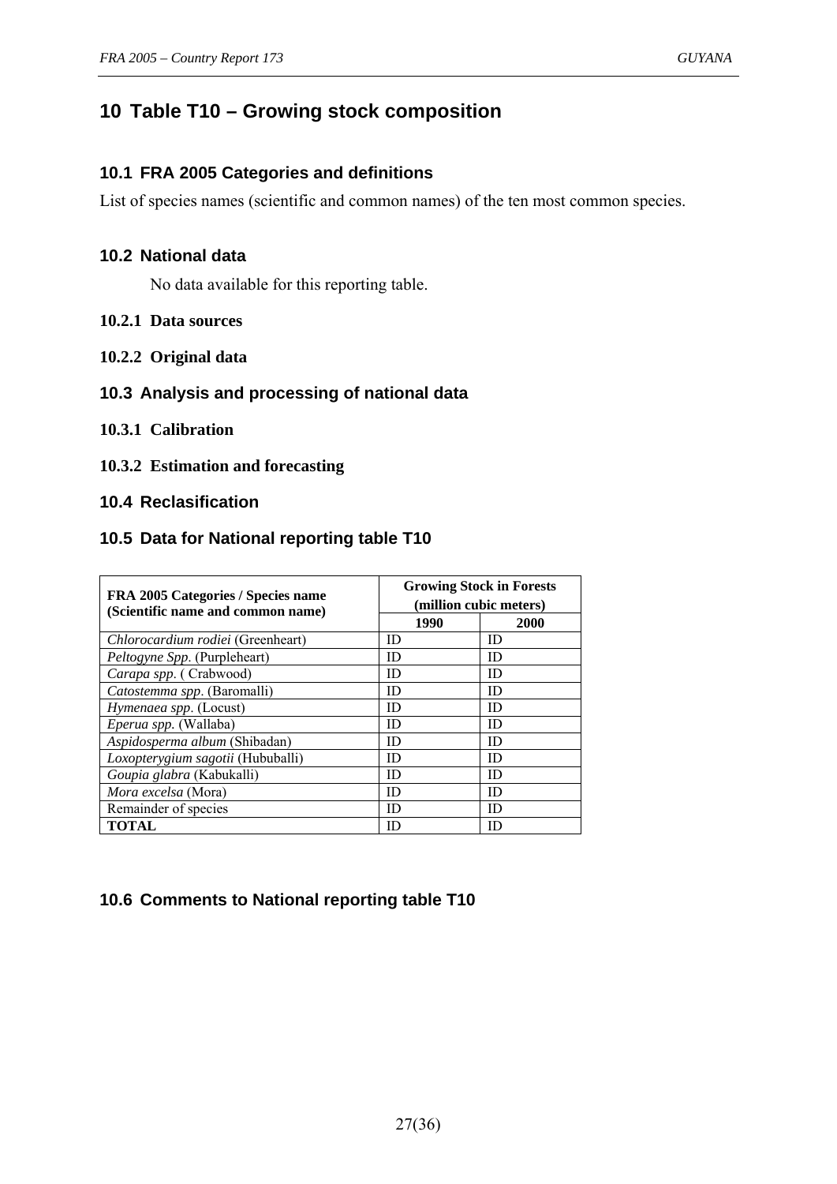# 10 Table T10 – Growing stock composition

## 10.1 FRA 2005 Categories and definitions

List of species names (scientific and common names) of the ten most common species.

## 10.2 National data

No data available for this reporting table.

### 10.2.1 Data sources

### 10.2.2 Original data

## 10.3 Analysis and processing of national data

### 10.3.1 Calibration

### 10.3.2 Estimation and forecasting

## 10.4 Reclasification

## 10.5 Data for National reporting table T10

| FRA 2005 Categories / Species name (Scientific name and common name) | Growing Stock in Forests (million cubic meters) | |
|---|---|---|
| | **1990** | **2000** |
| *Chlorocardium rodiei* (Greenheart) | ID | ID |
| *Peltogyne Spp.* (Purpleheart) | ID | ID |
| *Carapa spp.* ( Crabwood) | ID | ID |
| *Catostemma spp.* (Baromalli) | ID | ID |
| *Hymenaea spp.* (Locust) | ID | ID |
| *Eperua spp.* (Wallaba) | ID | ID |
| *Aspidosperma album* (Shibadan) | ID | ID |
| *Loxopterygium sagotii* (Hububalli) | ID | ID |
| *Goupia glabra* (Kabukalli) | ID | ID |
| *Mora excelsa* (Mora) | ID | ID |
| Remainder of species | ID | ID |
| **TOTAL** | ID | ID |

## 10.6 Comments to National reporting table T10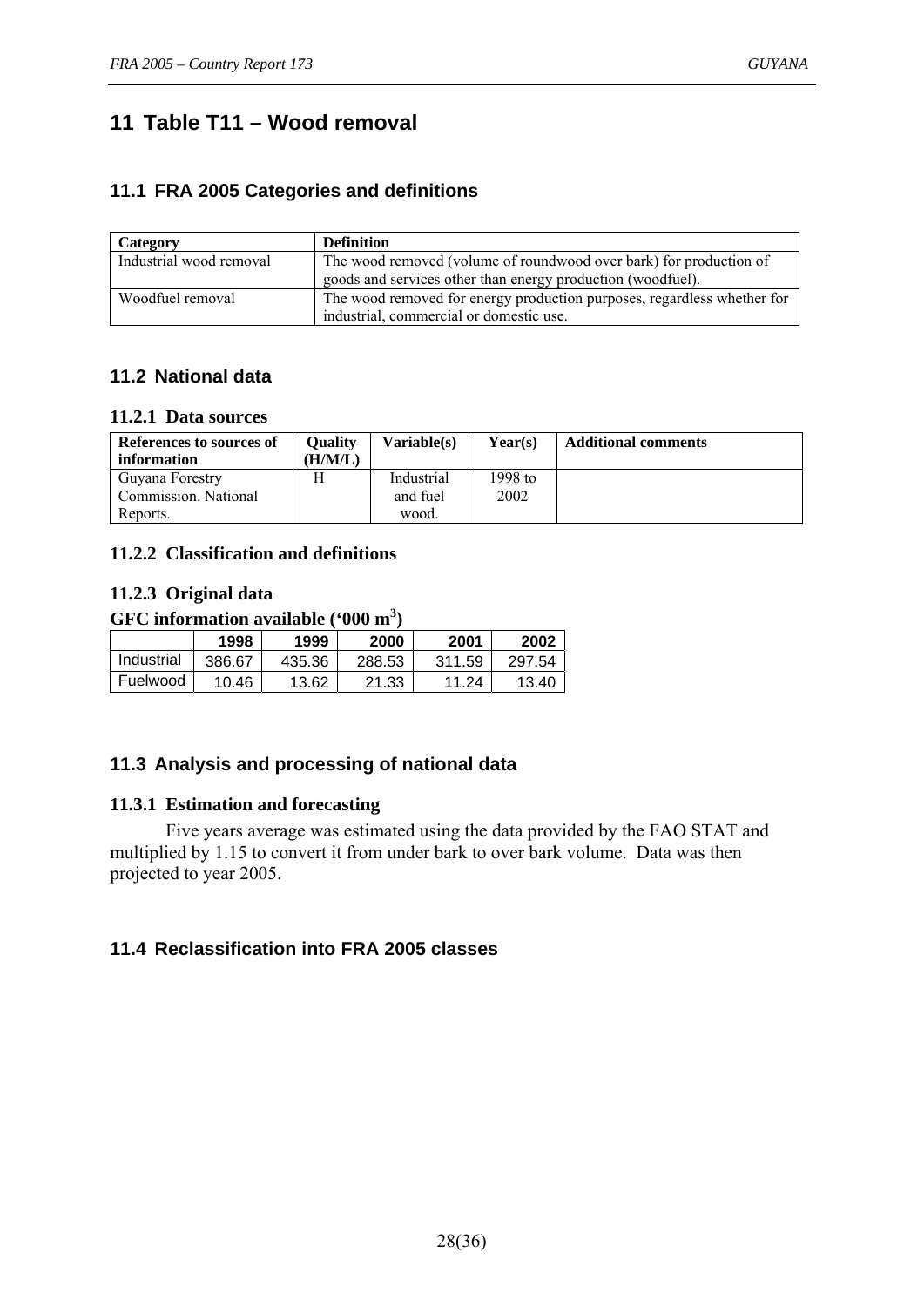# 11 Table T11 – Wood removal

## 11.1 FRA 2005 Categories and definitions

| Category | Definition |
| --- | --- |
| Industrial wood removal | The wood removed (volume of roundwood over bark) for production of goods and services other than energy production (woodfuel). |
| Woodfuel removal | The wood removed for energy production purposes, regardless whether for industrial, commercial or domestic use. |

## 11.2 National data

### 11.2.1 Data sources

| References to sources of information | Quality (H/M/L) | Variable(s) | Year(s) | Additional comments |
| --- | --- | --- | --- | --- |
| Guyana Forestry Commission. National Reports. | H | Industrial and fuel wood. | 1998 to 2002 | |

### 11.2.2 Classification and definitions

### 11.2.3 Original data

**GFC information available ('000 m$^3$)**

| | 1998 | 1999 | 2000 | 2001 | 2002 |
| --- | --- | --- | --- | --- | --- |
| Industrial | 386.67 | 435.36 | 288.53 | 311.59 | 297.54 |
| Fuelwood | 10.46 | 13.62 | 21.33 | 11.24 | 13.40 |

## 11.3 Analysis and processing of national data

### 11.3.1 Estimation and forecasting

Five years average was estimated using the data provided by the FAO STAT and multiplied by 1.15 to convert it from under bark to over bark volume. Data was then projected to year 2005.

## 11.4 Reclassification into FRA 2005 classes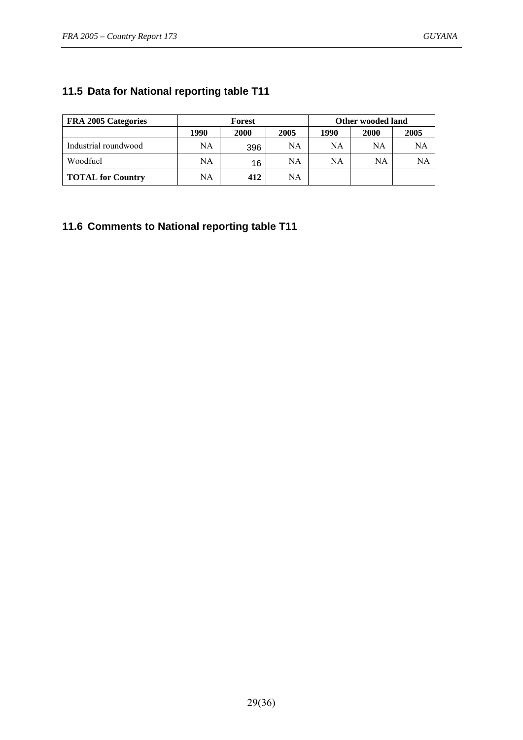## 11.5 Data for National reporting table T11

| FRA 2005 Categories | Forest | | | Other wooded land | | |
|---|---|---|---|---|---|---|
| | 1990 | 2000 | 2005 | 1990 | 2000 | 2005 |
| Industrial roundwood | NA | 396 | NA | NA | NA | NA |
| Woodfuel | NA | 16 | NA | NA | NA | NA |
| **TOTAL for Country** | NA | **412** | NA | | | |

## 11.6 Comments to National reporting table T11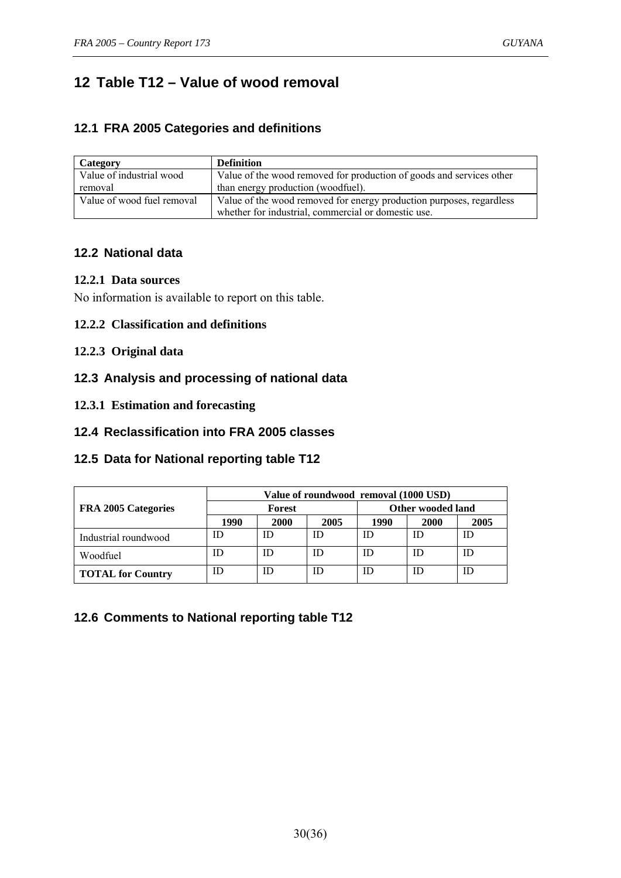# 12 Table T12 – Value of wood removal

## 12.1 FRA 2005 Categories and definitions

| Category | Definition |
|---|---|
| Value of industrial wood removal | Value of the wood removed for production of goods and services other than energy production (woodfuel). |
| Value of wood fuel removal | Value of the wood removed for energy production purposes, regardless whether for industrial, commercial or domestic use. |

## 12.2 National data

### 12.2.1 Data sources

No information is available to report on this table.

### 12.2.2 Classification and definitions

### 12.2.3 Original data

## 12.3 Analysis and processing of national data

### 12.3.1 Estimation and forecasting

## 12.4 Reclassification into FRA 2005 classes

## 12.5 Data for National reporting table T12

| FRA 2005 Categories | Value of roundwood removal (1000 USD) | | | | | |
|---|---|---|---|---|---|---|
| | Forest | | | Other wooded land | | |
| | 1990 | 2000 | 2005 | 1990 | 2000 | 2005 |
| Industrial roundwood | ID | ID | ID | ID | ID | ID |
| Woodfuel | ID | ID | ID | ID | ID | ID |
| **TOTAL for Country** | ID | ID | ID | ID | ID | ID |

## 12.6 Comments to National reporting table T12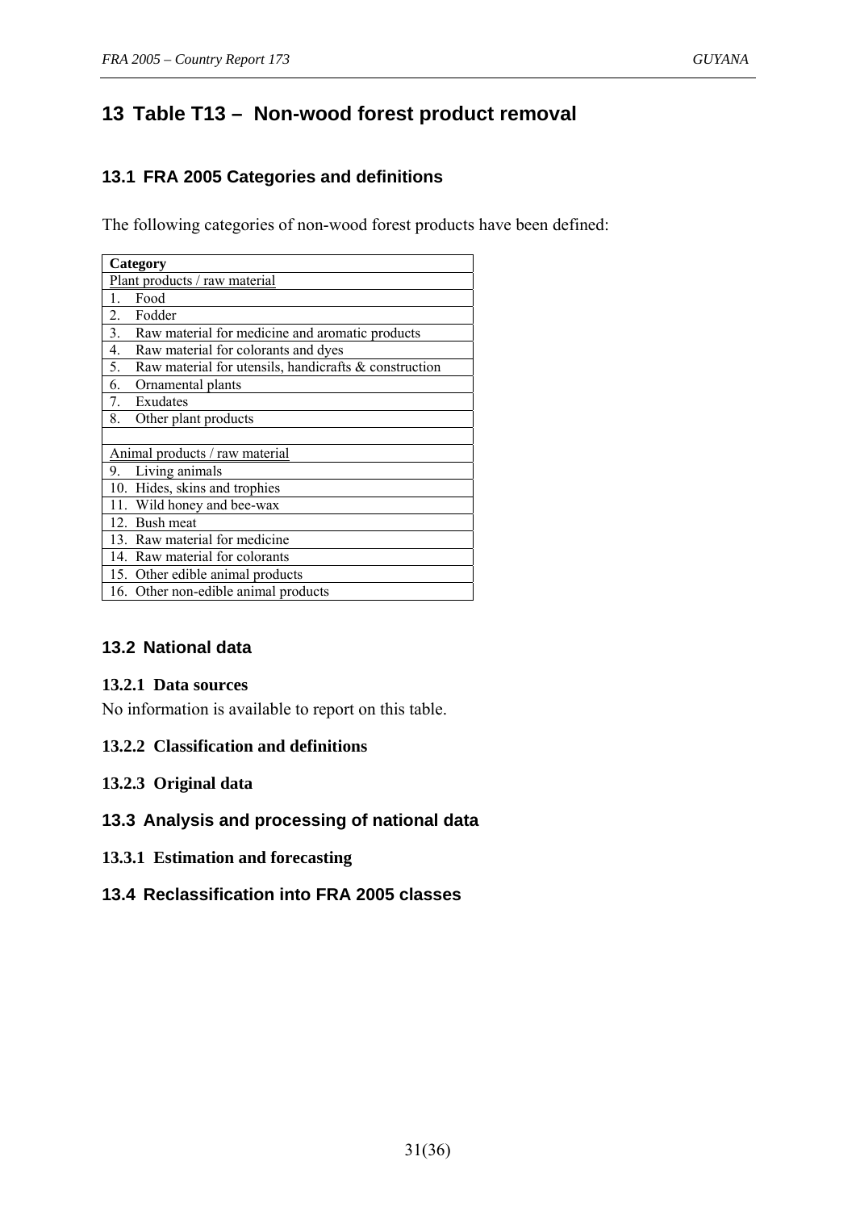# 13 Table T13 – Non-wood forest product removal

## 13.1 FRA 2005 Categories and definitions

The following categories of non-wood forest products have been defined:

| Category |
| --- |
| Plant products / raw material |
| 1. Food |
| 2. Fodder |
| 3. Raw material for medicine and aromatic products |
| 4. Raw material for colorants and dyes |
| 5. Raw material for utensils, handicrafts & construction |
| 6. Ornamental plants |
| 7. Exudates |
| 8. Other plant products |
| |
| Animal products / raw material |
| 9. Living animals |
| 10. Hides, skins and trophies |
| 11. Wild honey and bee-wax |
| 12. Bush meat |
| 13. Raw material for medicine |
| 14. Raw material for colorants |
| 15. Other edible animal products |
| 16. Other non-edible animal products |

## 13.2 National data

### 13.2.1 Data sources

No information is available to report on this table.

### 13.2.2 Classification and definitions

### 13.2.3 Original data

## 13.3 Analysis and processing of national data

### 13.3.1 Estimation and forecasting

## 13.4 Reclassification into FRA 2005 classes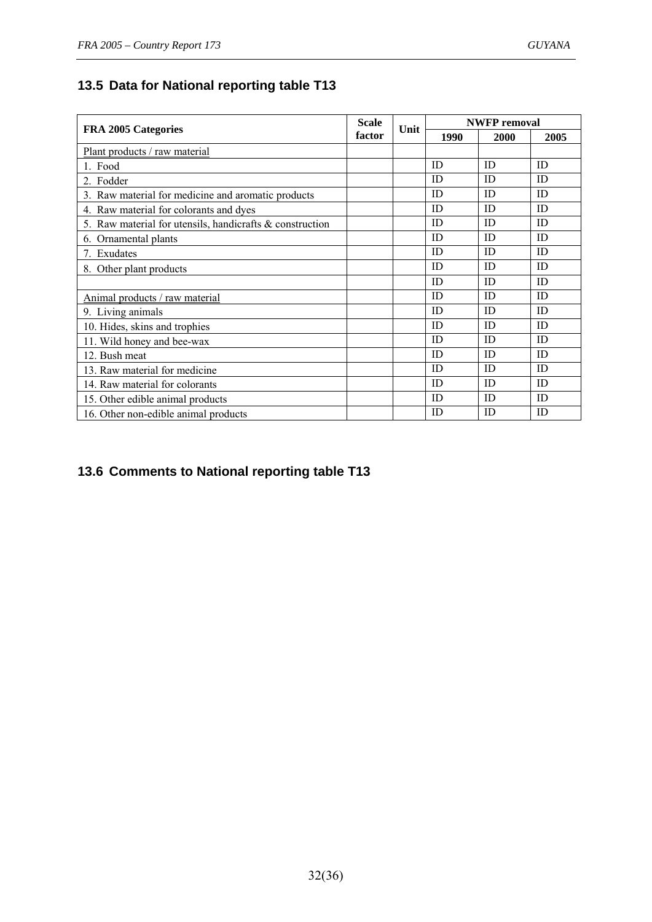## 13.5 Data for National reporting table T13

| FRA 2005 Categories | Scale factor | Unit | NWFP removal | | |
|---|---|---|---|---|---|
| | | | 1990 | 2000 | 2005 |
| Plant products / raw material | | | | | |
| 1. Food | | | ID | ID | ID |
| 2. Fodder | | | ID | ID | ID |
| 3. Raw material for medicine and aromatic products | | | ID | ID | ID |
| 4. Raw material for colorants and dyes | | | ID | ID | ID |
| 5. Raw material for utensils, handicrafts & construction | | | ID | ID | ID |
| 6. Ornamental plants | | | ID | ID | ID |
| 7. Exudates | | | ID | ID | ID |
| 8. Other plant products | | | ID | ID | ID |
| | | | ID | ID | ID |
| Animal products / raw material | | | ID | ID | ID |
| 9. Living animals | | | ID | ID | ID |
| 10. Hides, skins and trophies | | | ID | ID | ID |
| 11. Wild honey and bee-wax | | | ID | ID | ID |
| 12. Bush meat | | | ID | ID | ID |
| 13. Raw material for medicine | | | ID | ID | ID |
| 14. Raw material for colorants | | | ID | ID | ID |
| 15. Other edible animal products | | | ID | ID | ID |
| 16. Other non-edible animal products | | | ID | ID | ID |

## 13.6 Comments to National reporting table T13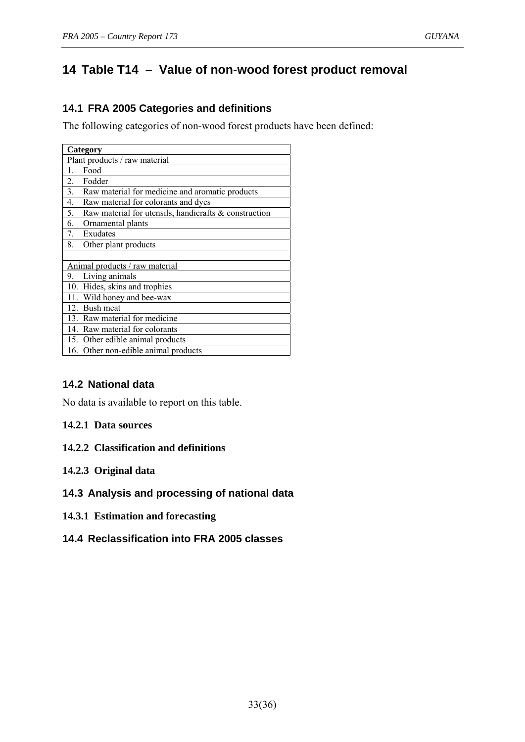# 14 Table T14 – Value of non-wood forest product removal

## 14.1 FRA 2005 Categories and definitions

The following categories of non-wood forest products have been defined:

| Category |
|---|
| Plant products / raw material |
| 1. Food |
| 2. Fodder |
| 3. Raw material for medicine and aromatic products |
| 4. Raw material for colorants and dyes |
| 5. Raw material for utensils, handicrafts & construction |
| 6. Ornamental plants |
| 7. Exudates |
| 8. Other plant products |
| |
| Animal products / raw material |
| 9. Living animals |
| 10. Hides, skins and trophies |
| 11. Wild honey and bee-wax |
| 12. Bush meat |
| 13. Raw material for medicine |
| 14. Raw material for colorants |
| 15. Other edible animal products |
| 16. Other non-edible animal products |

## 14.2 National data

No data is available to report on this table.

### 14.2.1 Data sources

### 14.2.2 Classification and definitions

### 14.2.3 Original data

## 14.3 Analysis and processing of national data

### 14.3.1 Estimation and forecasting

## 14.4 Reclassification into FRA 2005 classes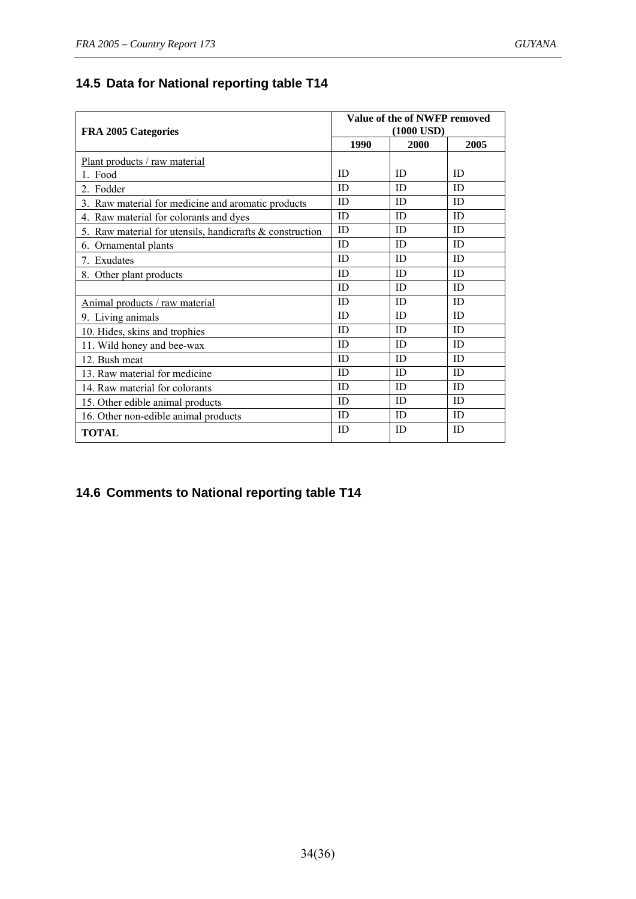## 14.5 Data for National reporting table T14

| FRA 2005 Categories | Value of the of NWFP removed (1000 USD) | | |
|---|---|---|---|
| | 1990 | 2000 | 2005 |
| Plant products / raw material<br>1. Food | ID | ID | ID |
| 2. Fodder | ID | ID | ID |
| 3. Raw material for medicine and aromatic products | ID | ID | ID |
| 4. Raw material for colorants and dyes | ID | ID | ID |
| 5. Raw material for utensils, handicrafts & construction | ID | ID | ID |
| 6. Ornamental plants | ID | ID | ID |
| 7. Exudates | ID | ID | ID |
| 8. Other plant products | ID | ID | ID |
| | ID | ID | ID |
| Animal products / raw material | ID | ID | ID |
| 9. Living animals | ID | ID | ID |
| 10. Hides, skins and trophies | ID | ID | ID |
| 11. Wild honey and bee-wax | ID | ID | ID |
| 12. Bush meat | ID | ID | ID |
| 13. Raw material for medicine | ID | ID | ID |
| 14. Raw material for colorants | ID | ID | ID |
| 15. Other edible animal products | ID | ID | ID |
| 16. Other non-edible animal products | ID | ID | ID |
| **TOTAL** | ID | ID | ID |

## 14.6 Comments to National reporting table T14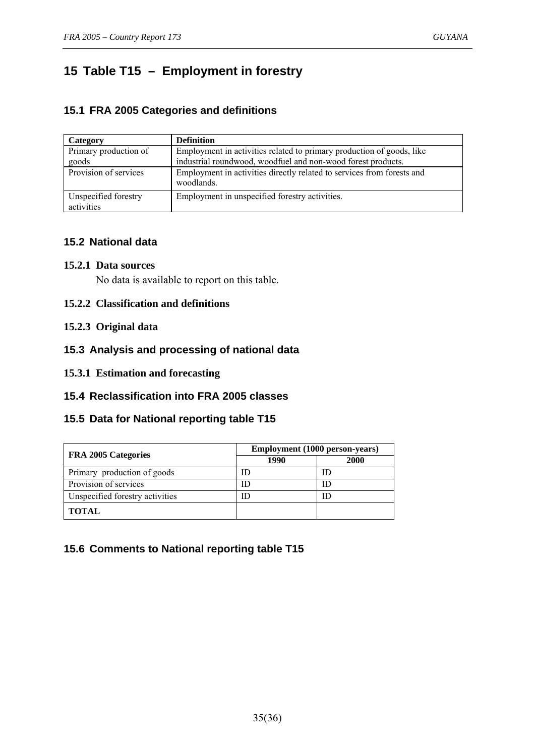# 15 Table T15 – Employment in forestry

## 15.1 FRA 2005 Categories and definitions

| Category | Definition |
|---|---|
| Primary production of goods | Employment in activities related to primary production of goods, like industrial roundwood, woodfuel and non-wood forest products. |
| Provision of services | Employment in activities directly related to services from forests and woodlands. |
| Unspecified forestry activities | Employment in unspecified forestry activities. |

## 15.2 National data

### 15.2.1 Data sources

No data is available to report on this table.

### 15.2.2 Classification and definitions

### 15.2.3 Original data

## 15.3 Analysis and processing of national data

### 15.3.1 Estimation and forecasting

## 15.4 Reclassification into FRA 2005 classes

## 15.5 Data for National reporting table T15

| FRA 2005 Categories | Employment (1000 person-years) | |
|---|---|---|
| | 1990 | 2000 |
| Primary production of goods | ID | ID |
| Provision of services | ID | ID |
| Unspecified forestry activities | ID | ID |
| **TOTAL** | | |

## 15.6 Comments to National reporting table T15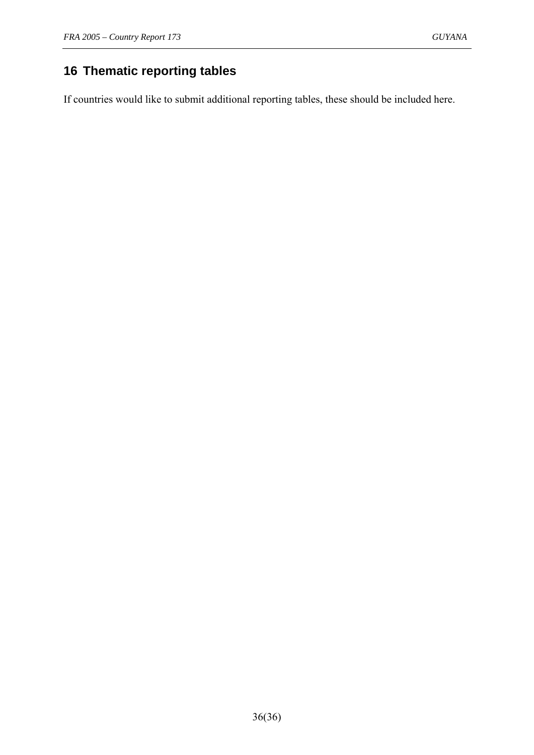# 16 Thematic reporting tables

If countries would like to submit additional reporting tables, these should be included here.